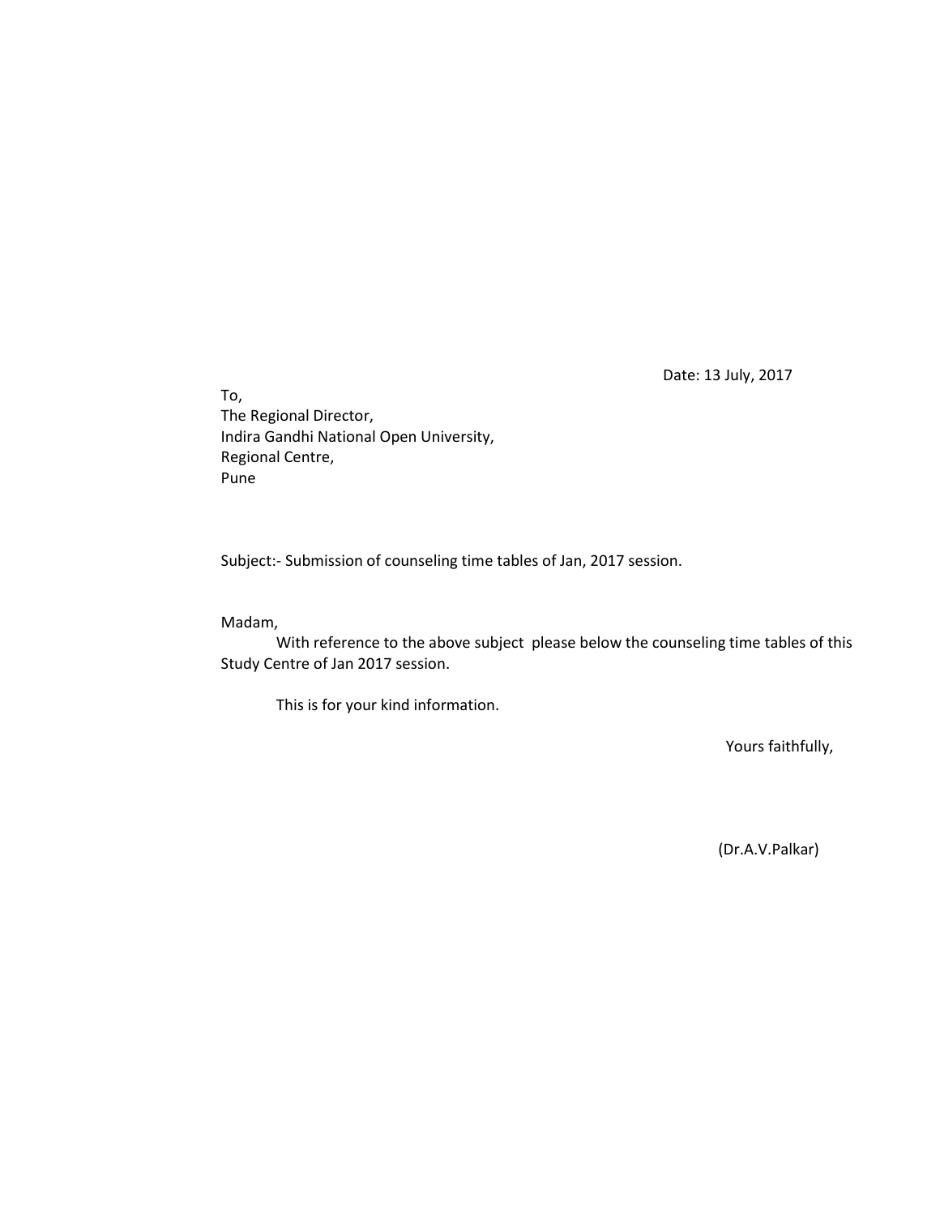Date: 13 July, 2017

To,
The Regional Director,
Indira Gandhi National Open University,
Regional Centre,
Pune

Subject:- Submission of counseling time tables of Jan, 2017 session.

Madam,

With reference to the above subject please below the counseling time tables of this Study Centre of Jan 2017 session.

This is for your kind information.

Yours faithfully,

(Dr.A.V.Palkar)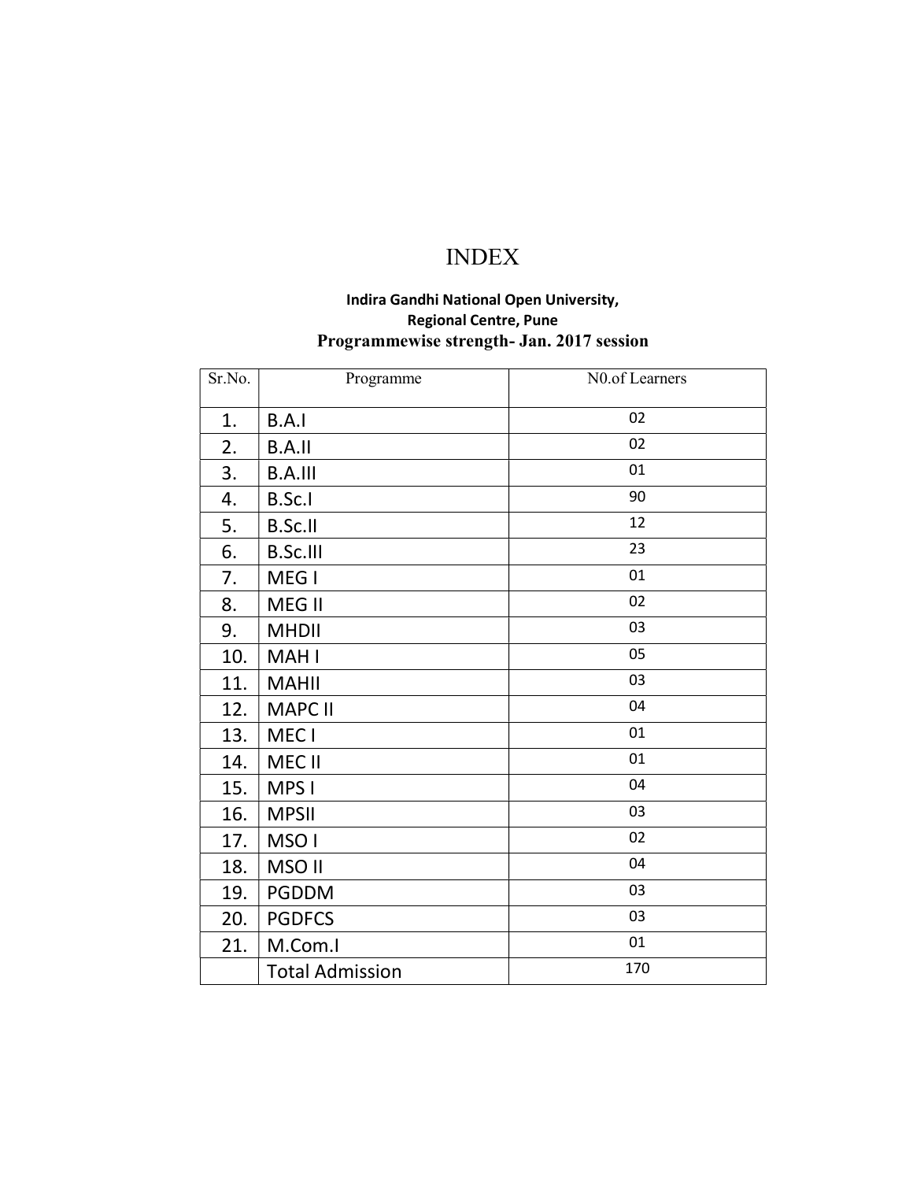# INDEX

**Indira Gandhi National Open University,**
**Regional Centre, Pune**
**Programmewise strength- Jan. 2017 session**

| Sr.No. | Programme | N0.of Learners |
|---|---|---|
| 1. | B.A.I | 02 |
| 2. | B.A.II | 02 |
| 3. | B.A.III | 01 |
| 4. | B.Sc.I | 90 |
| 5. | B.Sc.II | 12 |
| 6. | B.Sc.III | 23 |
| 7. | MEG I | 01 |
| 8. | MEG II | 02 |
| 9. | MHDII | 03 |
| 10. | MAH I | 05 |
| 11. | MAHII | 03 |
| 12. | MAPC II | 04 |
| 13. | MEC I | 01 |
| 14. | MEC II | 01 |
| 15. | MPS I | 04 |
| 16. | MPSII | 03 |
| 17. | MSO I | 02 |
| 18. | MSO II | 04 |
| 19. | PGDDM | 03 |
| 20. | PGDFCS | 03 |
| 21. | M.Com.I | 01 |
| | Total Admission | 170 |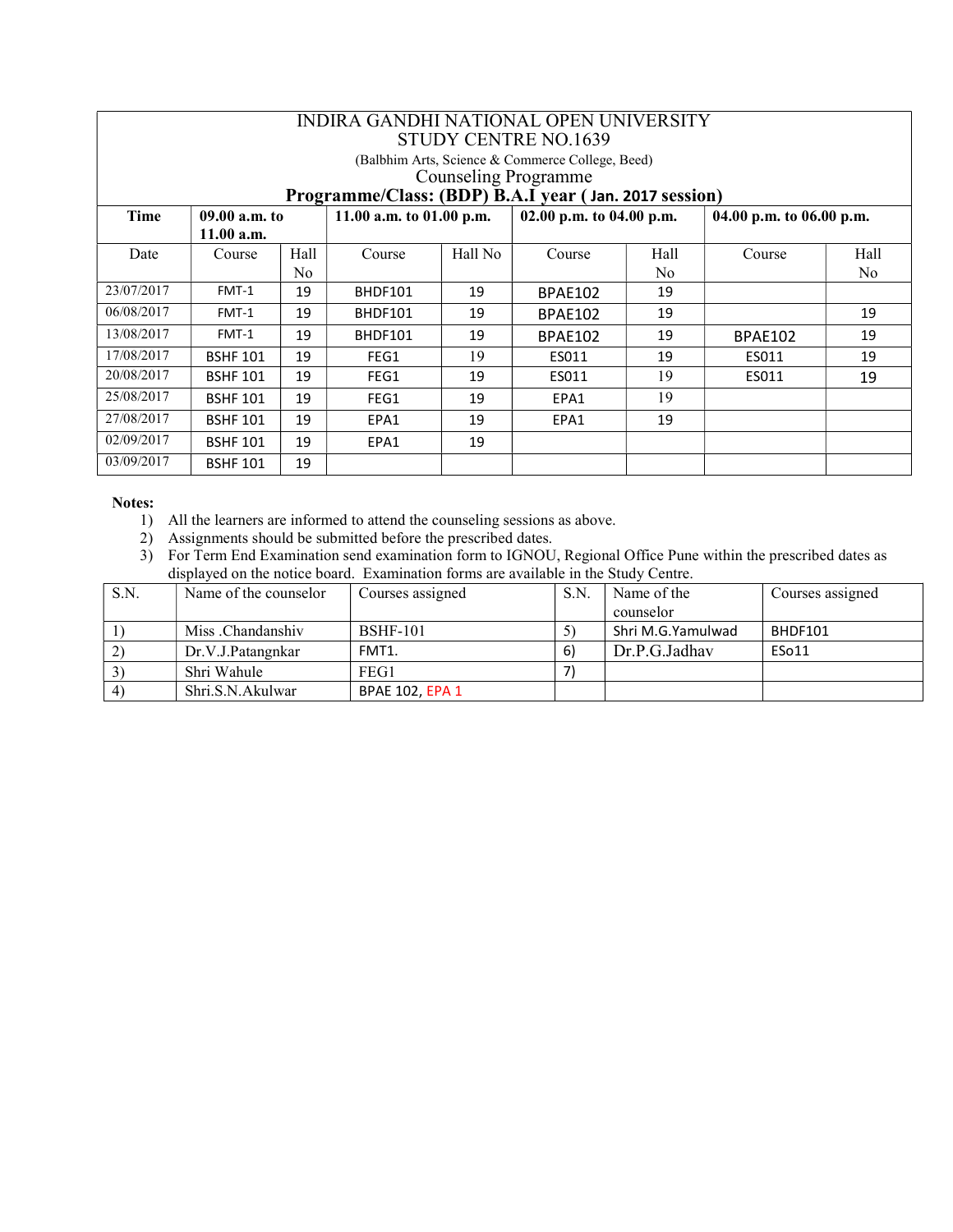# INDIRA GANDHI NATIONAL OPEN UNIVERSITY

## STUDY CENTRE NO.1639

(Balbhim Arts, Science & Commerce College, Beed)

Counseling Programme

**Programme/Class: (BDP) B.A.I year ( Jan. 2017 session)**

| Time | 09.00 a.m. to 11.00 a.m. | | 11.00 a.m. to 01.00 p.m. | | 02.00 p.m. to 04.00 p.m. | | 04.00 p.m. to 06.00 p.m. | |
|---|---|---|---|---|---|---|---|---|
| Date | Course | Hall No | Course | Hall No | Course | Hall No | Course | Hall No |
| 23/07/2017 | FMT-1 | 19 | BHDF101 | 19 | BPAE102 | 19 | | |
| 06/08/2017 | FMT-1 | 19 | BHDF101 | 19 | BPAE102 | 19 | | 19 |
| 13/08/2017 | FMT-1 | 19 | BHDF101 | 19 | BPAE102 | 19 | BPAE102 | 19 |
| 17/08/2017 | BSHF 101 | 19 | FEG1 | 19 | ES011 | 19 | ES011 | 19 |
| 20/08/2017 | BSHF 101 | 19 | FEG1 | 19 | ES011 | 19 | ES011 | 19 |
| 25/08/2017 | BSHF 101 | 19 | FEG1 | 19 | EPA1 | 19 | | |
| 27/08/2017 | BSHF 101 | 19 | EPA1 | 19 | EPA1 | 19 | | |
| 02/09/2017 | BSHF 101 | 19 | EPA1 | 19 | | | | |
| 03/09/2017 | BSHF 101 | 19 | | | | | | |

**Notes:**

1) All the learners are informed to attend the counseling sessions as above.
2) Assignments should be submitted before the prescribed dates.
3) For Term End Examination send examination form to IGNOU, Regional Office Pune within the prescribed dates as displayed on the notice board. Examination forms are available in the Study Centre.

| S.N. | Name of the counselor | Courses assigned | S.N. | Name of the counselor | Courses assigned |
|---|---|---|---|---|---|
| 1) | Miss .Chandanshiv | BSHF-101 | 5) | Shri M.G.Yamulwad | BHDF101 |
| 2) | Dr.V.J.Patangnkar | FMT1. | 6) | Dr.P.G.Jadhav | ESo11 |
| 3) | Shri Wahule | FEG1 | 7) | | |
| 4) | Shri.S.N.Akulwar | BPAE 102, EPA 1 | | | |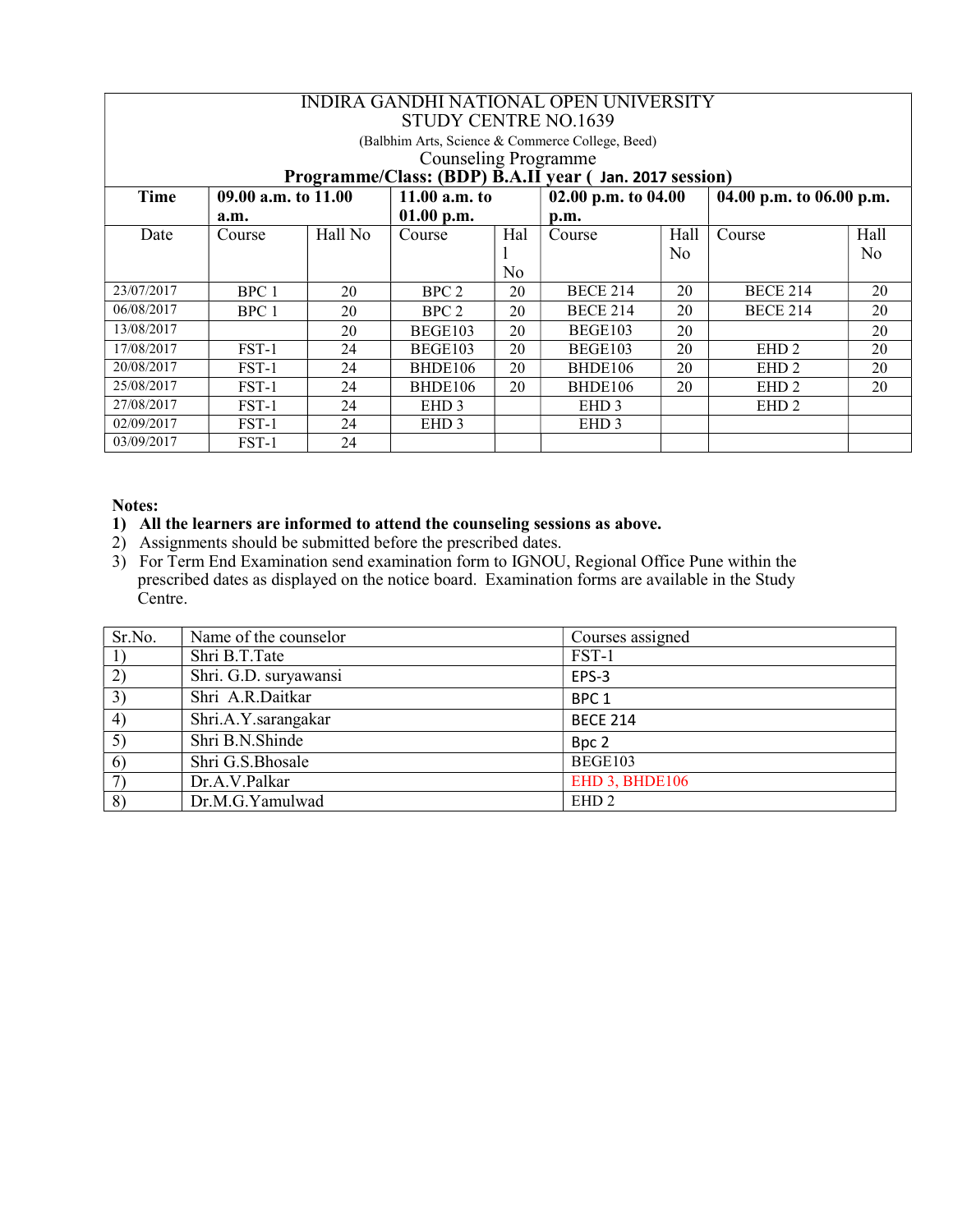| INDIRA GANDHI NATIONAL OPEN UNIVERSITY<br>STUDY CENTRE NO.1639<br>(Balbhim Arts, Science & Commerce College, Beed)<br>Counseling Programme<br>**Programme/Class: (BDP) B.A.II year ( Jan. 2017 session)** | | | | | | | | |
|---|---|---|---|---|---|---|---|---|
| **Time** | **09.00 a.m. to 11.00 a.m.** | | **11.00 a.m. to 01.00 p.m.** | | **02.00 p.m. to 04.00 p.m.** | | **04.00 p.m. to 06.00 p.m.** | |
| Date | Course | Hall No | Course | Hall No | Course | Hall No | Course | Hall No |
| 23/07/2017 | BPC 1 | 20 | BPC 2 | 20 | BECE 214 | 20 | BECE 214 | 20 |
| 06/08/2017 | BPC 1 | 20 | BPC 2 | 20 | BECE 214 | 20 | BECE 214 | 20 |
| 13/08/2017 | | 20 | BEGE103 | 20 | BEGE103 | 20 | | 20 |
| 17/08/2017 | FST-1 | 24 | BEGE103 | 20 | BEGE103 | 20 | EHD 2 | 20 |
| 20/08/2017 | FST-1 | 24 | BHDE106 | 20 | BHDE106 | 20 | EHD 2 | 20 |
| 25/08/2017 | FST-1 | 24 | BHDE106 | 20 | BHDE106 | 20 | EHD 2 | 20 |
| 27/08/2017 | FST-1 | 24 | EHD 3 | | EHD 3 | | EHD 2 | |
| 02/09/2017 | FST-1 | 24 | EHD 3 | | EHD 3 | | | |
| 03/09/2017 | FST-1 | 24 | | | | | | |

**Notes:**

1) **All the learners are informed to attend the counseling sessions as above.**
2) Assignments should be submitted before the prescribed dates.
3) For Term End Examination send examination form to IGNOU, Regional Office Pune within the prescribed dates as displayed on the notice board. Examination forms are available in the Study Centre.

| Sr.No. | Name of the counselor | Courses assigned |
|---|---|---|
| 1) | Shri B.T.Tate | FST-1 |
| 2) | Shri. G.D. suryawansi | EPS-3 |
| 3) | Shri A.R.Daitkar | BPC 1 |
| 4) | Shri.A.Y.sarangakar | BECE 214 |
| 5) | Shri B.N.Shinde | Bpc 2 |
| 6) | Shri G.S.Bhosale | BEGE103 |
| 7) | Dr.A.V.Palkar | EHD 3, BHDE106 |
| 8) | Dr.M.G.Yamulwad | EHD 2 |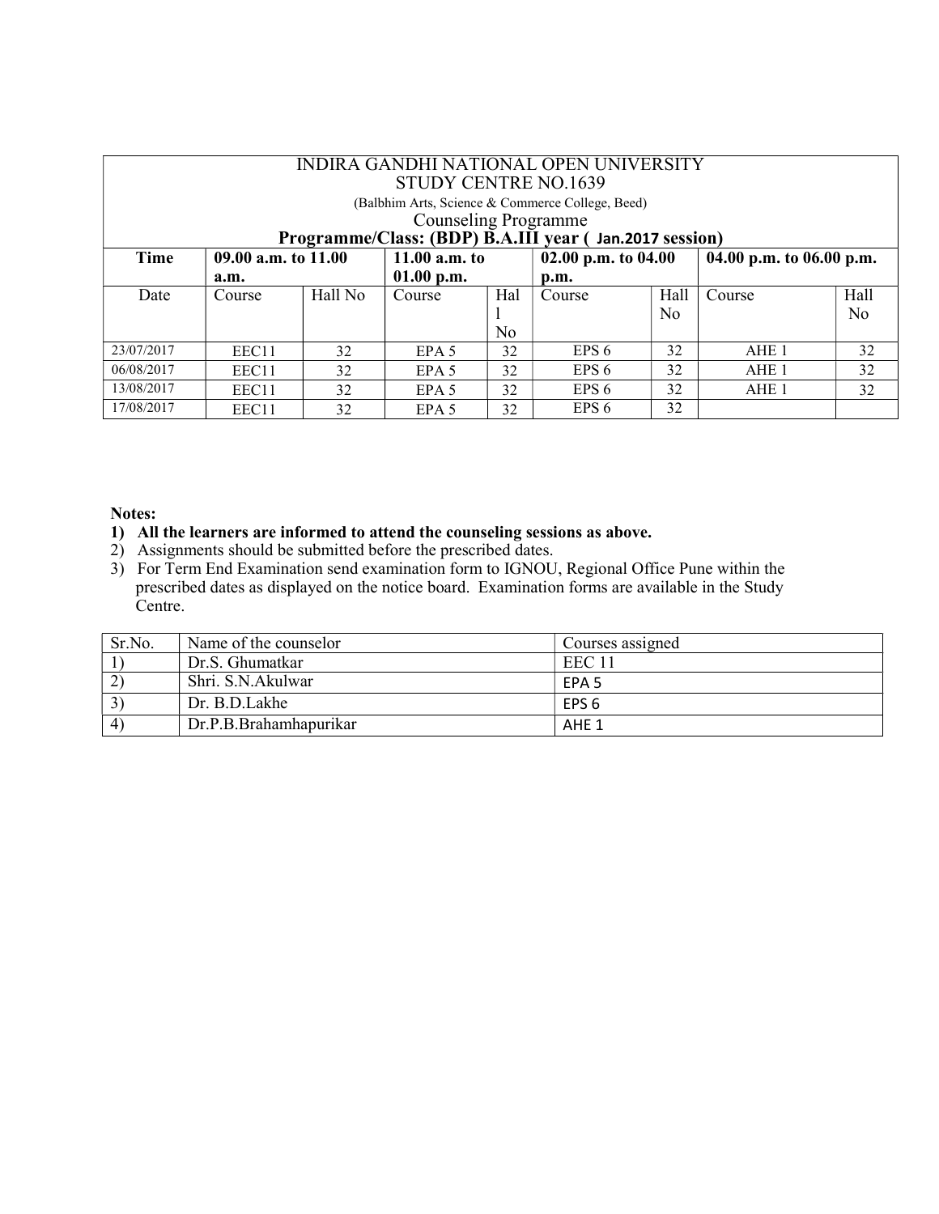| INDIRA GANDHI NATIONAL OPEN UNIVERSITY<br>STUDY CENTRE NO.1639<br>(Balbhim Arts, Science & Commerce College, Beed)<br>Counseling Programme<br>**Programme/Class: (BDP) B.A.III year ( Jan.2017 session)** | | | | | | | | |
|---|---|---|---|---|---|---|---|---|
| **Time** | **09.00 a.m. to 11.00 a.m.** | | **11.00 a.m. to 01.00 p.m.** | | **02.00 p.m. to 04.00 p.m.** | | **04.00 p.m. to 06.00 p.m.** | |
| Date | Course | Hall No | Course | Hall No | Course | Hall No | Course | Hall No |
| 23/07/2017 | EEC11 | 32 | EPA 5 | 32 | EPS 6 | 32 | AHE 1 | 32 |
| 06/08/2017 | EEC11 | 32 | EPA 5 | 32 | EPS 6 | 32 | AHE 1 | 32 |
| 13/08/2017 | EEC11 | 32 | EPA 5 | 32 | EPS 6 | 32 | AHE 1 | 32 |
| 17/08/2017 | EEC11 | 32 | EPA 5 | 32 | EPS 6 | 32 | | |

**Notes:**

1) **All the learners are informed to attend the counseling sessions as above.**
2) Assignments should be submitted before the prescribed dates.
3) For Term End Examination send examination form to IGNOU, Regional Office Pune within the prescribed dates as displayed on the notice board. Examination forms are available in the Study Centre.

| Sr.No. | Name of the counselor | Courses assigned |
|---|---|---|
| 1) | Dr.S. Ghumatkar | EEC 11 |
| 2) | Shri. S.N.Akulwar | EPA 5 |
| 3) | Dr. B.D.Lakhe | EPS 6 |
| 4) | Dr.P.B.Brahamhapurikar | AHE 1 |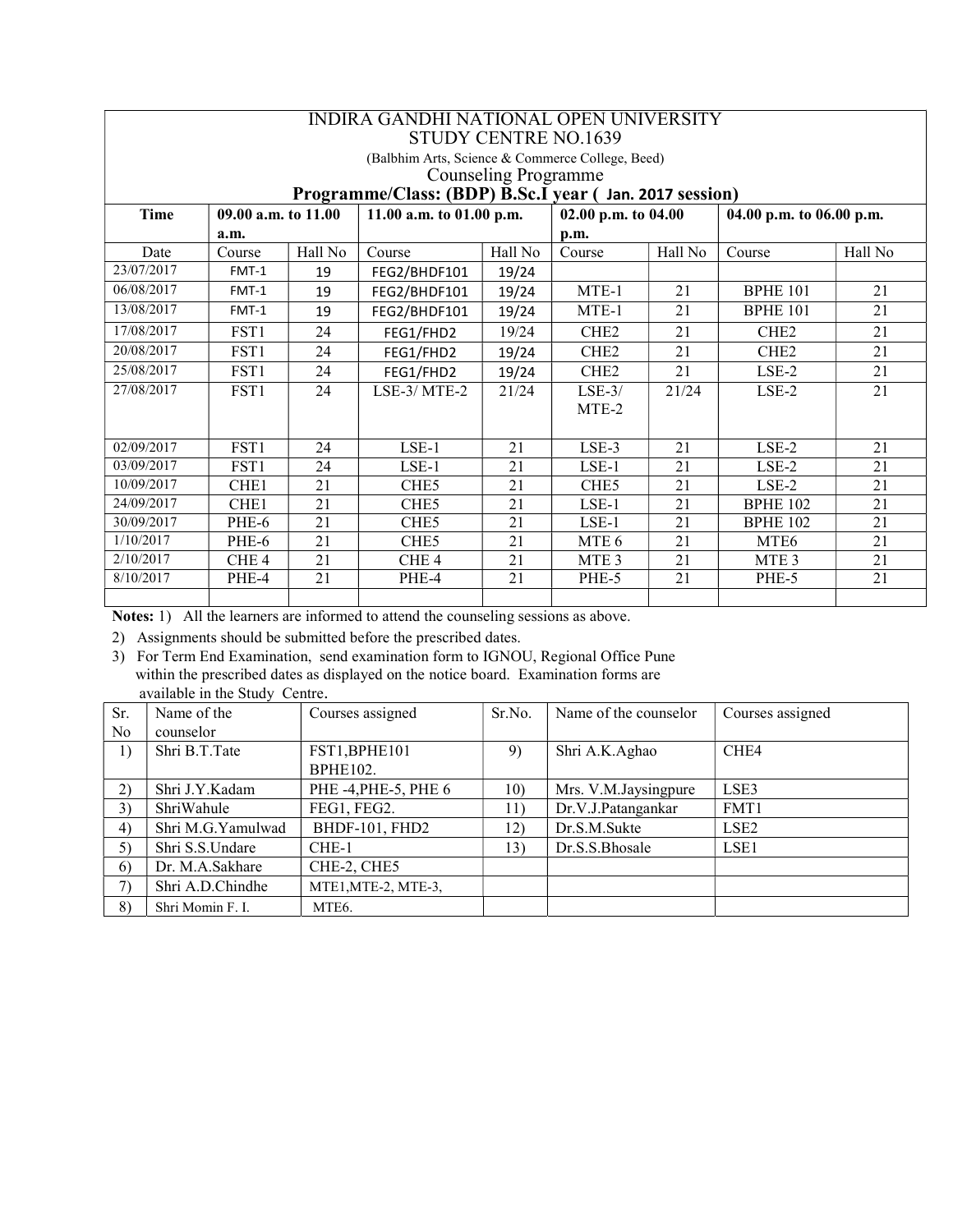# INDIRA GANDHI NATIONAL OPEN UNIVERSITY
## STUDY CENTRE NO.1639

(Balbhim Arts, Science & Commerce College, Beed)

### Counseling Programme

### Programme/Class: (BDP) B.Sc.I year ( Jan. 2017 session)

| Time | 09.00 a.m. to 11.00 a.m. | | 11.00 a.m. to 01.00 p.m. | | 02.00 p.m. to 04.00 p.m. | | 04.00 p.m. to 06.00 p.m. | |
|---|---|---|---|---|---|---|---|---|
| Date | Course | Hall No | Course | Hall No | Course | Hall No | Course | Hall No |
| 23/07/2017 | FMT-1 | 19 | FEG2/BHDF101 | 19/24 | | | | |
| 06/08/2017 | FMT-1 | 19 | FEG2/BHDF101 | 19/24 | MTE-1 | 21 | BPHE 101 | 21 |
| 13/08/2017 | FMT-1 | 19 | FEG2/BHDF101 | 19/24 | MTE-1 | 21 | BPHE 101 | 21 |
| 17/08/2017 | FST1 | 24 | FEG1/FHD2 | 19/24 | CHE2 | 21 | CHE2 | 21 |
| 20/08/2017 | FST1 | 24 | FEG1/FHD2 | 19/24 | CHE2 | 21 | CHE2 | 21 |
| 25/08/2017 | FST1 | 24 | FEG1/FHD2 | 19/24 | CHE2 | 21 | LSE-2 | 21 |
| 27/08/2017 | FST1 | 24 | LSE-3/ MTE-2 | 21/24 | LSE-3/ MTE-2 | 21/24 | LSE-2 | 21 |
| 02/09/2017 | FST1 | 24 | LSE-1 | 21 | LSE-3 | 21 | LSE-2 | 21 |
| 03/09/2017 | FST1 | 24 | LSE-1 | 21 | LSE-1 | 21 | LSE-2 | 21 |
| 10/09/2017 | CHE1 | 21 | CHE5 | 21 | CHE5 | 21 | LSE-2 | 21 |
| 24/09/2017 | CHE1 | 21 | CHE5 | 21 | LSE-1 | 21 | BPHE 102 | 21 |
| 30/09/2017 | PHE-6 | 21 | CHE5 | 21 | LSE-1 | 21 | BPHE 102 | 21 |
| 1/10/2017 | PHE-6 | 21 | CHE5 | 21 | MTE 6 | 21 | MTE6 | 21 |
| 2/10/2017 | CHE 4 | 21 | CHE 4 | 21 | MTE 3 | 21 | MTE 3 | 21 |
| 8/10/2017 | PHE-4 | 21 | PHE-4 | 21 | PHE-5 | 21 | PHE-5 | 21 |
| | | | | | | | | |

**Notes:** 1) All the learners are informed to attend the counseling sessions as above.

2) Assignments should be submitted before the prescribed dates.

3) For Term End Examination, send examination form to IGNOU, Regional Office Pune within the prescribed dates as displayed on the notice board. Examination forms are available in the Study Centre.

| Sr. No | Name of the counselor | Courses assigned | Sr.No. | Name of the counselor | Courses assigned |
|---|---|---|---|---|---|
| 1) | Shri B.T.Tate | FST1,BPHE101 BPHE102. | 9) | Shri A.K.Aghao | CHE4 |
| 2) | Shri J.Y.Kadam | PHE -4,PHE-5, PHE 6 | 10) | Mrs. V.M.Jaysingpure | LSE3 |
| 3) | ShriWahule | FEG1, FEG2. | 11) | Dr.V.J.Patangankar | FMT1 |
| 4) | Shri M.G.Yamulwad | BHDF-101, FHD2 | 12) | Dr.S.M.Sukte | LSE2 |
| 5) | Shri S.S.Undare | CHE-1 | 13) | Dr.S.S.Bhosale | LSE1 |
| 6) | Dr. M.A.Sakhare | CHE-2, CHE5 | | | |
| 7) | Shri A.D.Chindhe | MTE1,MTE-2, MTE-3, | | | |
| 8) | Shri Momin F. I. | MTE6. | | | |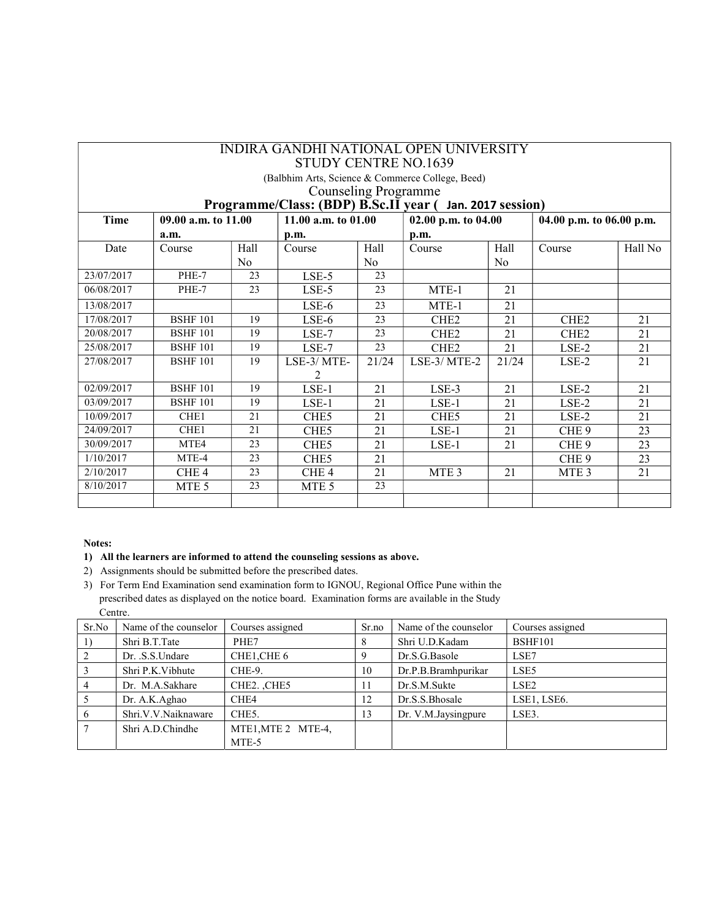# INDIRA GANDHI NATIONAL OPEN UNIVERSITY

## STUDY CENTRE NO.1639

(Balbhim Arts, Science & Commerce College, Beed)

Counseling Programme

**Programme/Class: (BDP) B.Sc.II year ( Jan. 2017 session)**

| **Time** | **09.00 a.m. to 11.00 a.m.** | | **11.00 a.m. to 01.00 p.m.** | | **02.00 p.m. to 04.00 p.m.** | | **04.00 p.m. to 06.00 p.m.** | |
|---|---|---|---|---|---|---|---|---|
| Date | Course | Hall No | Course | Hall No | Course | Hall No | Course | Hall No |
| 23/07/2017 | PHE-7 | 23 | LSE-5 | 23 | | | | |
| 06/08/2017 | PHE-7 | 23 | LSE-5 | 23 | MTE-1 | 21 | | |
| 13/08/2017 | | | LSE-6 | 23 | MTE-1 | 21 | | |
| 17/08/2017 | BSHF 101 | 19 | LSE-6 | 23 | CHE2 | 21 | CHE2 | 21 |
| 20/08/2017 | BSHF 101 | 19 | LSE-7 | 23 | CHE2 | 21 | CHE2 | 21 |
| 25/08/2017 | BSHF 101 | 19 | LSE-7 | 23 | CHE2 | 21 | LSE-2 | 21 |
| 27/08/2017 | BSHF 101 | 19 | LSE-3/ MTE-2 | 21/24 | LSE-3/ MTE-2 | 21/24 | LSE-2 | 21 |
| 02/09/2017 | BSHF 101 | 19 | LSE-1 | 21 | LSE-3 | 21 | LSE-2 | 21 |
| 03/09/2017 | BSHF 101 | 19 | LSE-1 | 21 | LSE-1 | 21 | LSE-2 | 21 |
| 10/09/2017 | CHE1 | 21 | CHE5 | 21 | CHE5 | 21 | LSE-2 | 21 |
| 24/09/2017 | CHE1 | 21 | CHE5 | 21 | LSE-1 | 21 | CHE 9 | 23 |
| 30/09/2017 | MTE4 | 23 | CHE5 | 21 | LSE-1 | 21 | CHE 9 | 23 |
| 1/10/2017 | MTE-4 | 23 | CHE5 | 21 | | | CHE 9 | 23 |
| 2/10/2017 | CHE 4 | 23 | CHE 4 | 21 | MTE 3 | 21 | MTE 3 | 21 |
| 8/10/2017 | MTE 5 | 23 | MTE 5 | 23 | | | | |
| | | | | | | | | |

**Notes:**

1) **All the learners are informed to attend the counseling sessions as above.**
2) Assignments should be submitted before the prescribed dates.
3) For Term End Examination send examination form to IGNOU, Regional Office Pune within the prescribed dates as displayed on the notice board. Examination forms are available in the Study Centre.

| Sr.No | Name of the counselor | Courses assigned | Sr.no | Name of the counselor | Courses assigned |
|---|---|---|---|---|---|
| 1) | Shri B.T.Tate | PHE7 | 8 | Shri U.D.Kadam | BSHF101 |
| 2 | Dr. .S.S.Undare | CHE1,CHE 6 | 9 | Dr.S.G.Basole | LSE7 |
| 3 | Shri P.K.Vibhute | CHE-9. | 10 | Dr.P.B.Bramhpurikar | LSE5 |
| 4 | Dr. M.A.Sakhare | CHE2. ,CHE5 | 11 | Dr.S.M.Sukte | LSE2 |
| 5 | Dr. A.K.Aghao | CHE4 | 12 | Dr.S.S.Bhosale | LSE1, LSE6. |
| 6 | Shri.V.V.Naiknaware | CHE5. | 13 | Dr. V.M.Jaysingpure | LSE3. |
| 7 | Shri A.D.Chindhe | MTE1,MTE 2 MTE-4, MTE-5 | | | |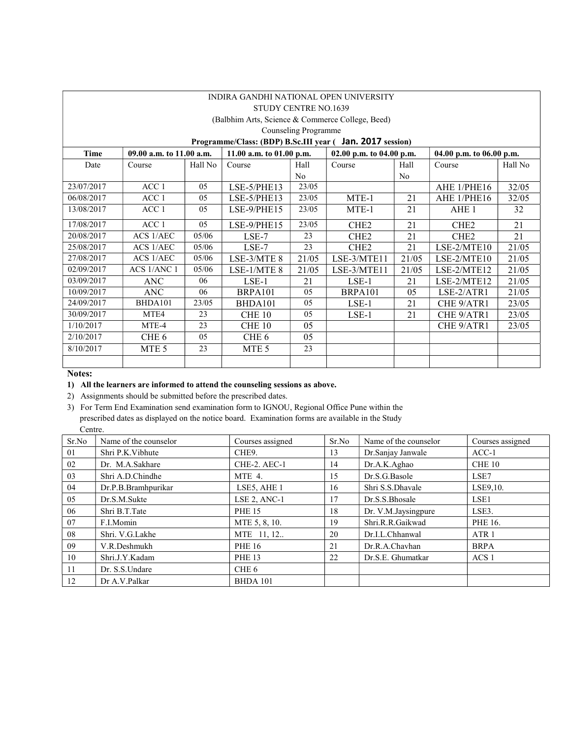INDIRA GANDHI NATIONAL OPEN UNIVERSITY

STUDY CENTRE NO.1639

(Balbhim Arts, Science & Commerce College, Beed)

Counseling Programme

**Programme/Class: (BDP) B.Sc.III year ( Jan. 2017 session)**

| Time | 09.00 a.m. to 11.00 a.m. | | 11.00 a.m. to 01.00 p.m. | | 02.00 p.m. to 04.00 p.m. | | 04.00 p.m. to 06.00 p.m. | |
|---|---|---|---|---|---|---|---|---|
| Date | Course | Hall No | Course | Hall No | Course | Hall No | Course | Hall No |
| 23/07/2017 | ACC 1 | 05 | LSE-5/PHE13 | 23/05 | | | AHE 1/PHE16 | 32/05 |
| 06/08/2017 | ACC 1 | 05 | LSE-5/PHE13 | 23/05 | MTE-1 | 21 | AHE 1/PHE16 | 32/05 |
| 13/08/2017 | ACC 1 | 05 | LSE-9/PHE15 | 23/05 | MTE-1 | 21 | AHE 1 | 32 |
| 17/08/2017 | ACC 1 | 05 | LSE-9/PHE15 | 23/05 | CHE2 | 21 | CHE2 | 21 |
| 20/08/2017 | ACS 1/AEC | 05/06 | LSE-7 | 23 | CHE2 | 21 | CHE2 | 21 |
| 25/08/2017 | ACS 1/AEC | 05/06 | LSE-7 | 23 | CHE2 | 21 | LSE-2/MTE10 | 21/05 |
| 27/08/2017 | ACS 1/AEC | 05/06 | LSE-3/MTE 8 | 21/05 | LSE-3/MTE11 | 21/05 | LSE-2/MTE10 | 21/05 |
| 02/09/2017 | ACS 1/ANC 1 | 05/06 | LSE-1/MTE 8 | 21/05 | LSE-3/MTE11 | 21/05 | LSE-2/MTE12 | 21/05 |
| 03/09/2017 | ANC | 06 | LSE-1 | 21 | LSE-1 | 21 | LSE-2/MTE12 | 21/05 |
| 10/09/2017 | ANC | 06 | BRPA101 | 05 | BRPA101 | 05 | LSE-2/ATR1 | 21/05 |
| 24/09/2017 | BHDA101 | 23/05 | BHDA101 | 05 | LSE-1 | 21 | CHE 9/ATR1 | 23/05 |
| 30/09/2017 | MTE4 | 23 | CHE 10 | 05 | LSE-1 | 21 | CHE 9/ATR1 | 23/05 |
| 1/10/2017 | MTE-4 | 23 | CHE 10 | 05 | | | CHE 9/ATR1 | 23/05 |
| 2/10/2017 | CHE 6 | 05 | CHE 6 | 05 | | | | |
| 8/10/2017 | MTE 5 | 23 | MTE 5 | 23 | | | | |
| | | | | | | | | |

**Notes:**

1) **All the learners are informed to attend the counseling sessions as above.**
2) Assignments should be submitted before the prescribed dates.
3) For Term End Examination send examination form to IGNOU, Regional Office Pune within the prescribed dates as displayed on the notice board. Examination forms are available in the Study Centre.

| Sr.No | Name of the counselor | Courses assigned | Sr.No | Name of the counselor | Courses assigned |
|---|---|---|---|---|---|
| 01 | Shri P.K.Vibhute | CHE9. | 13 | Dr.Sanjay Janwale | ACC-1 |
| 02 | Dr. M.A.Sakhare | CHE-2. AEC-1 | 14 | Dr.A.K.Aghao | CHE 10 |
| 03 | Shri A.D.Chindhe | MTE 4. | 15 | Dr.S.G.Basole | LSE7 |
| 04 | Dr.P.B.Bramhpurikar | LSE5, AHE 1 | 16 | Shri S.S.Dhavale | LSE9,10. |
| 05 | Dr.S.M.Sukte | LSE 2, ANC-1 | 17 | Dr.S.S.Bhosale | LSE1 |
| 06 | Shri B.T.Tate | PHE 15 | 18 | Dr. V.M.Jaysingpure | LSE3. |
| 07 | F.I.Momin | MTE 5, 8, 10. | 19 | Shri.R.R.Gaikwad | PHE 16. |
| 08 | Shri. V.G.Lakhe | MTE 11, 12.. | 20 | Dr.I.L.Chhanwal | ATR 1 |
| 09 | V.R.Deshmukh | PHE 16 | 21 | Dr.R.A.Chavhan | BRPA |
| 10 | Shri.J.Y.Kadam | PHE 13 | 22 | Dr.S.E. Ghumatkar | ACS 1 |
| 11 | Dr. S.S.Undare | CHE 6 | | | |
| 12 | Dr A.V.Palkar | BHDA 101 | | | |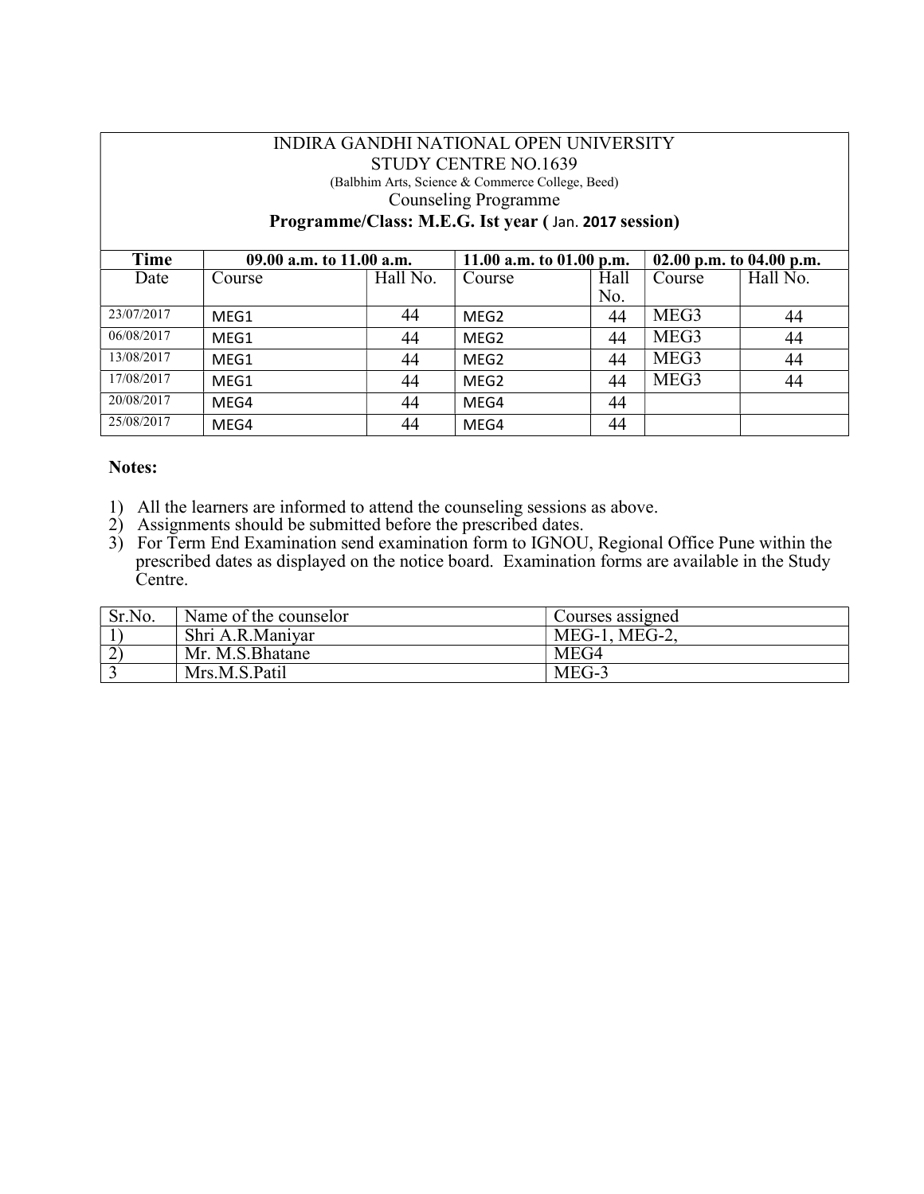INDIRA GANDHI NATIONAL OPEN UNIVERSITY

STUDY CENTRE NO.1639

(Balbhim Arts, Science & Commerce College, Beed)

Counseling Programme

**Programme/Class: M.E.G. Ist year ( Jan. 2017 session)**

| Time | 09.00 a.m. to 11.00 a.m. | | 11.00 a.m. to 01.00 p.m. | | 02.00 p.m. to 04.00 p.m. | |
|---|---|---|---|---|---|---|
| Date | Course | Hall No. | Course | Hall No. | Course | Hall No. |
| 23/07/2017 | MEG1 | 44 | MEG2 | 44 | MEG3 | 44 |
| 06/08/2017 | MEG1 | 44 | MEG2 | 44 | MEG3 | 44 |
| 13/08/2017 | MEG1 | 44 | MEG2 | 44 | MEG3 | 44 |
| 17/08/2017 | MEG1 | 44 | MEG2 | 44 | MEG3 | 44 |
| 20/08/2017 | MEG4 | 44 | MEG4 | 44 | | |
| 25/08/2017 | MEG4 | 44 | MEG4 | 44 | | |

**Notes:**

1) All the learners are informed to attend the counseling sessions as above.
2) Assignments should be submitted before the prescribed dates.
3) For Term End Examination send examination form to IGNOU, Regional Office Pune within the prescribed dates as displayed on the notice board. Examination forms are available in the Study Centre.

| Sr.No. | Name of the counselor | Courses assigned |
|---|---|---|
| 1) | Shri A.R.Maniyar | MEG-1, MEG-2, |
| 2) | Mr. M.S.Bhatane | MEG4 |
| 3 | Mrs.M.S.Patil | MEG-3 |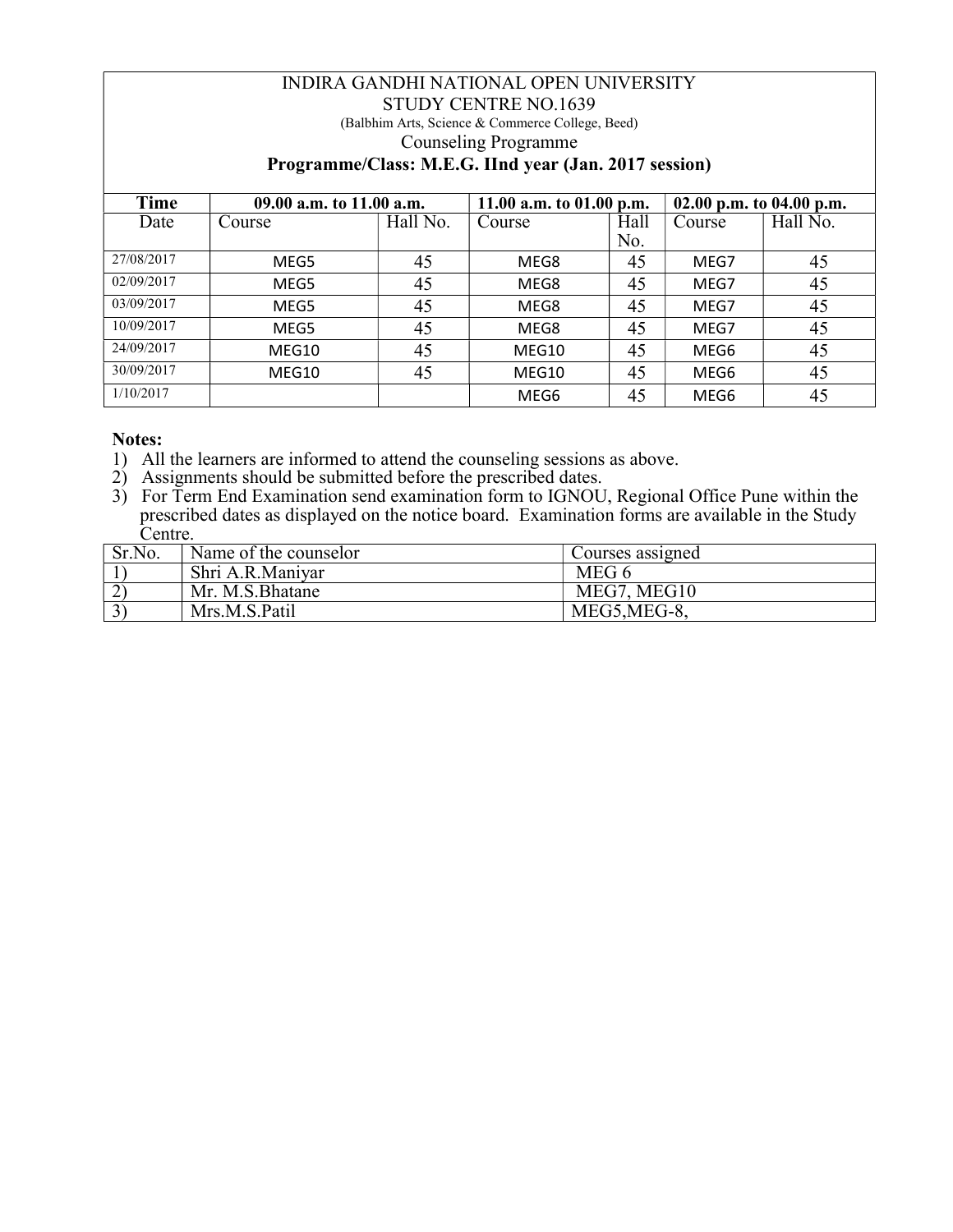# INDIRA GANDHI NATIONAL OPEN UNIVERSITY

STUDY CENTRE NO.1639

(Balbhim Arts, Science & Commerce College, Beed)

Counseling Programme

**Programme/Class: M.E.G. IInd year (Jan. 2017 session)**

| **Time** | **09.00 a.m. to 11.00 a.m.** | | **11.00 a.m. to 01.00 p.m.** | | **02.00 p.m. to 04.00 p.m.** | |
|---|---|---|---|---|---|---|
| Date | Course | Hall No. | Course | Hall No. | Course | Hall No. |
| 27/08/2017 | MEG5 | 45 | MEG8 | 45 | MEG7 | 45 |
| 02/09/2017 | MEG5 | 45 | MEG8 | 45 | MEG7 | 45 |
| 03/09/2017 | MEG5 | 45 | MEG8 | 45 | MEG7 | 45 |
| 10/09/2017 | MEG5 | 45 | MEG8 | 45 | MEG7 | 45 |
| 24/09/2017 | MEG10 | 45 | MEG10 | 45 | MEG6 | 45 |
| 30/09/2017 | MEG10 | 45 | MEG10 | 45 | MEG6 | 45 |
| 1/10/2017 | | | MEG6 | 45 | MEG6 | 45 |

**Notes:**

1) All the learners are informed to attend the counseling sessions as above.
2) Assignments should be submitted before the prescribed dates.
3) For Term End Examination send examination form to IGNOU, Regional Office Pune within the prescribed dates as displayed on the notice board. Examination forms are available in the Study Centre.

| Sr.No. | Name of the counselor | Courses assigned |
|---|---|---|
| 1) | Shri A.R.Maniyar | MEG 6 |
| 2) | Mr. M.S.Bhatane | MEG7, MEG10 |
| 3) | Mrs.M.S.Patil | MEG5,MEG-8, |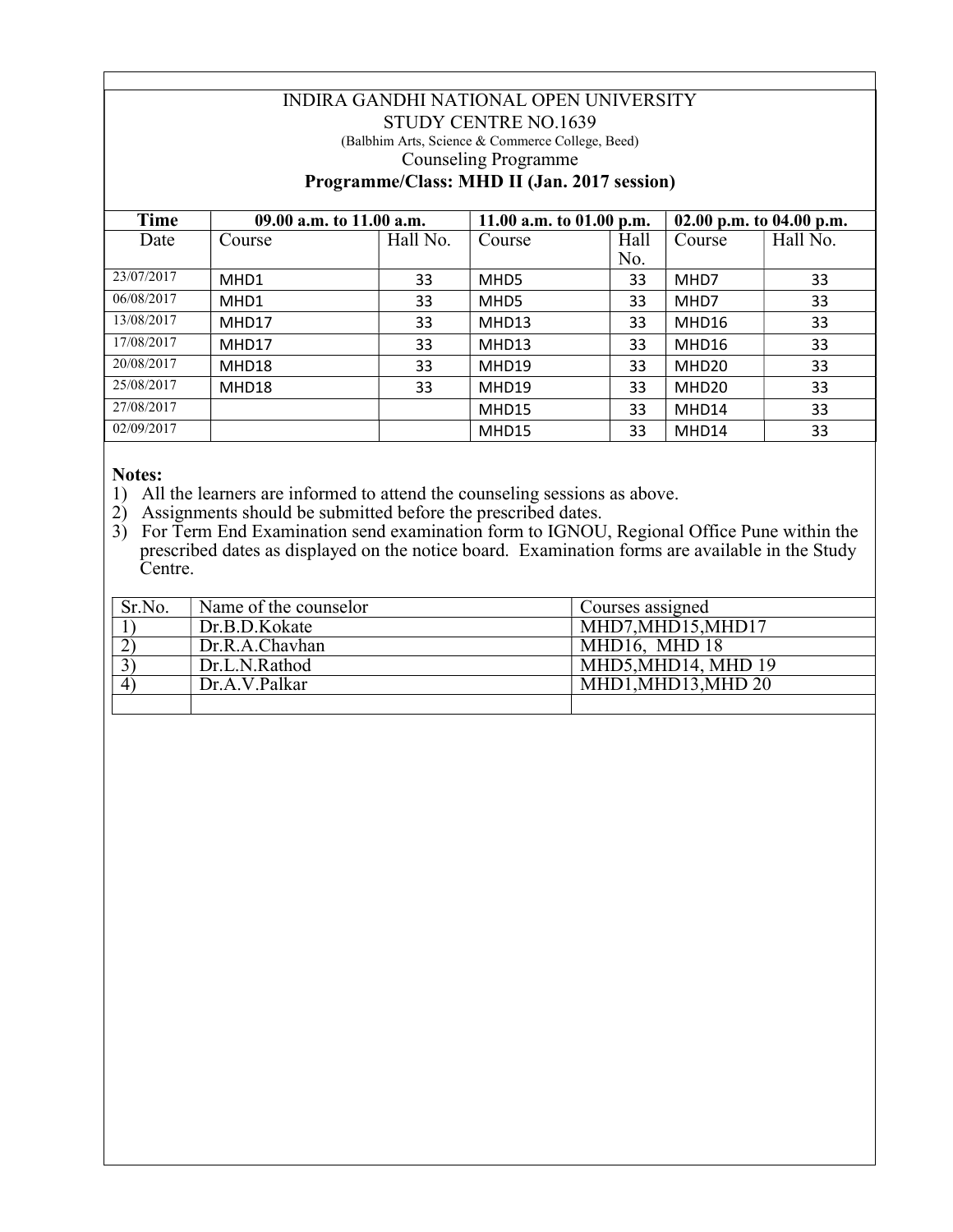INDIRA GANDHI NATIONAL OPEN UNIVERSITY

STUDY CENTRE NO.1639

(Balbhim Arts, Science & Commerce College, Beed)

Counseling Programme

**Programme/Class: MHD II (Jan. 2017 session)**

| Time | 09.00 a.m. to 11.00 a.m. | | 11.00 a.m. to 01.00 p.m. | | 02.00 p.m. to 04.00 p.m. | |
|---|---|---|---|---|---|---|
| Date | Course | Hall No. | Course | Hall No. | Course | Hall No. |
| 23/07/2017 | MHD1 | 33 | MHD5 | 33 | MHD7 | 33 |
| 06/08/2017 | MHD1 | 33 | MHD5 | 33 | MHD7 | 33 |
| 13/08/2017 | MHD17 | 33 | MHD13 | 33 | MHD16 | 33 |
| 17/08/2017 | MHD17 | 33 | MHD13 | 33 | MHD16 | 33 |
| 20/08/2017 | MHD18 | 33 | MHD19 | 33 | MHD20 | 33 |
| 25/08/2017 | MHD18 | 33 | MHD19 | 33 | MHD20 | 33 |
| 27/08/2017 | | | MHD15 | 33 | MHD14 | 33 |
| 02/09/2017 | | | MHD15 | 33 | MHD14 | 33 |

**Notes:**

1) All the learners are informed to attend the counseling sessions as above.
2) Assignments should be submitted before the prescribed dates.
3) For Term End Examination send examination form to IGNOU, Regional Office Pune within the prescribed dates as displayed on the notice board. Examination forms are available in the Study Centre.

| Sr.No. | Name of the counselor | Courses assigned |
|---|---|---|
| 1) | Dr.B.D.Kokate | MHD7,MHD15,MHD17 |
| 2) | Dr.R.A.Chavhan | MHD16, MHD 18 |
| 3) | Dr.L.N.Rathod | MHD5,MHD14, MHD 19 |
| 4) | Dr.A.V.Palkar | MHD1,MHD13,MHD 20 |
| | | |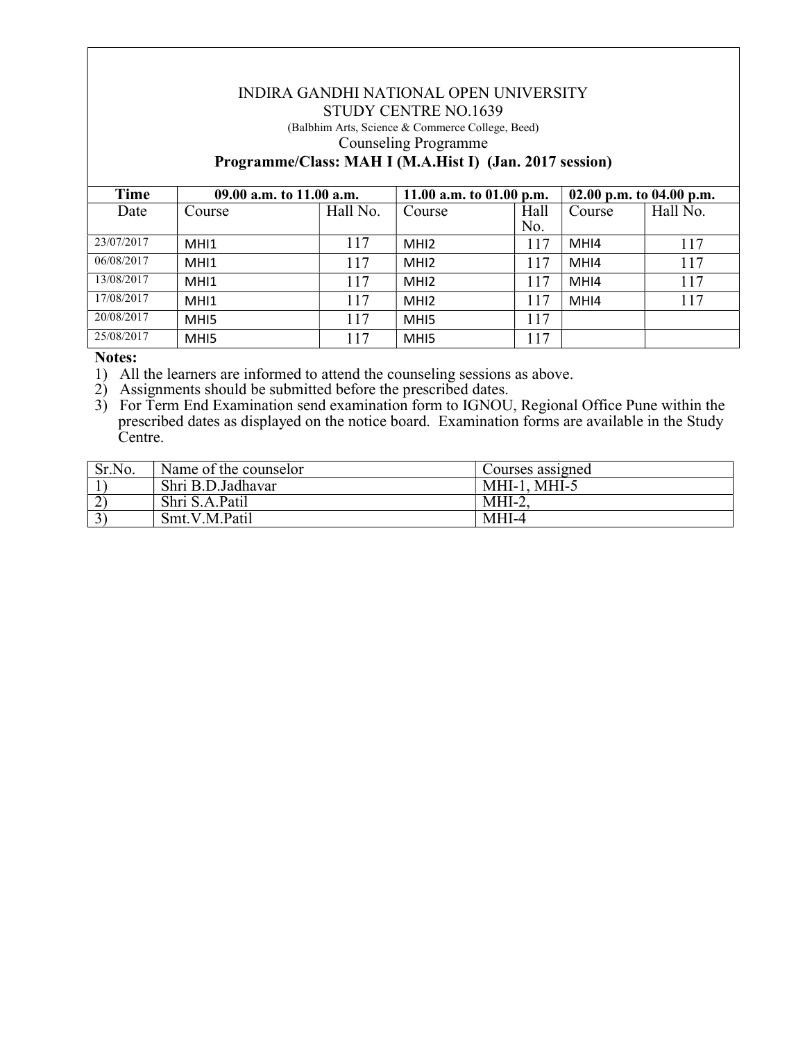INDIRA GANDHI NATIONAL OPEN UNIVERSITY

STUDY CENTRE NO.1639

(Balbhim Arts, Science & Commerce College, Beed)

Counseling Programme

**Programme/Class: MAH I (M.A.Hist I) (Jan. 2017 session)**

| **Time** | **09.00 a.m. to 11.00 a.m.** | | **11.00 a.m. to 01.00 p.m.** | | **02.00 p.m. to 04.00 p.m.** | |
|---|---|---|---|---|---|---|
| Date | Course | Hall No. | Course | Hall No. | Course | Hall No. |
| 23/07/2017 | MHI1 | 117 | MHI2 | 117 | MHI4 | 117 |
| 06/08/2017 | MHI1 | 117 | MHI2 | 117 | MHI4 | 117 |
| 13/08/2017 | MHI1 | 117 | MHI2 | 117 | MHI4 | 117 |
| 17/08/2017 | MHI1 | 117 | MHI2 | 117 | MHI4 | 117 |
| 20/08/2017 | MHI5 | 117 | MHI5 | 117 | | |
| 25/08/2017 | MHI5 | 117 | MHI5 | 117 | | |

**Notes:**

1) All the learners are informed to attend the counseling sessions as above.
2) Assignments should be submitted before the prescribed dates.
3) For Term End Examination send examination form to IGNOU, Regional Office Pune within the prescribed dates as displayed on the notice board. Examination forms are available in the Study Centre.

| Sr.No. | Name of the counselor | Courses assigned |
|---|---|---|
| 1) | Shri B.D.Jadhavar | MHI-1, MHI-5 |
| 2) | Shri S.A.Patil | MHI-2, |
| 3) | Smt.V.M.Patil | MHI-4 |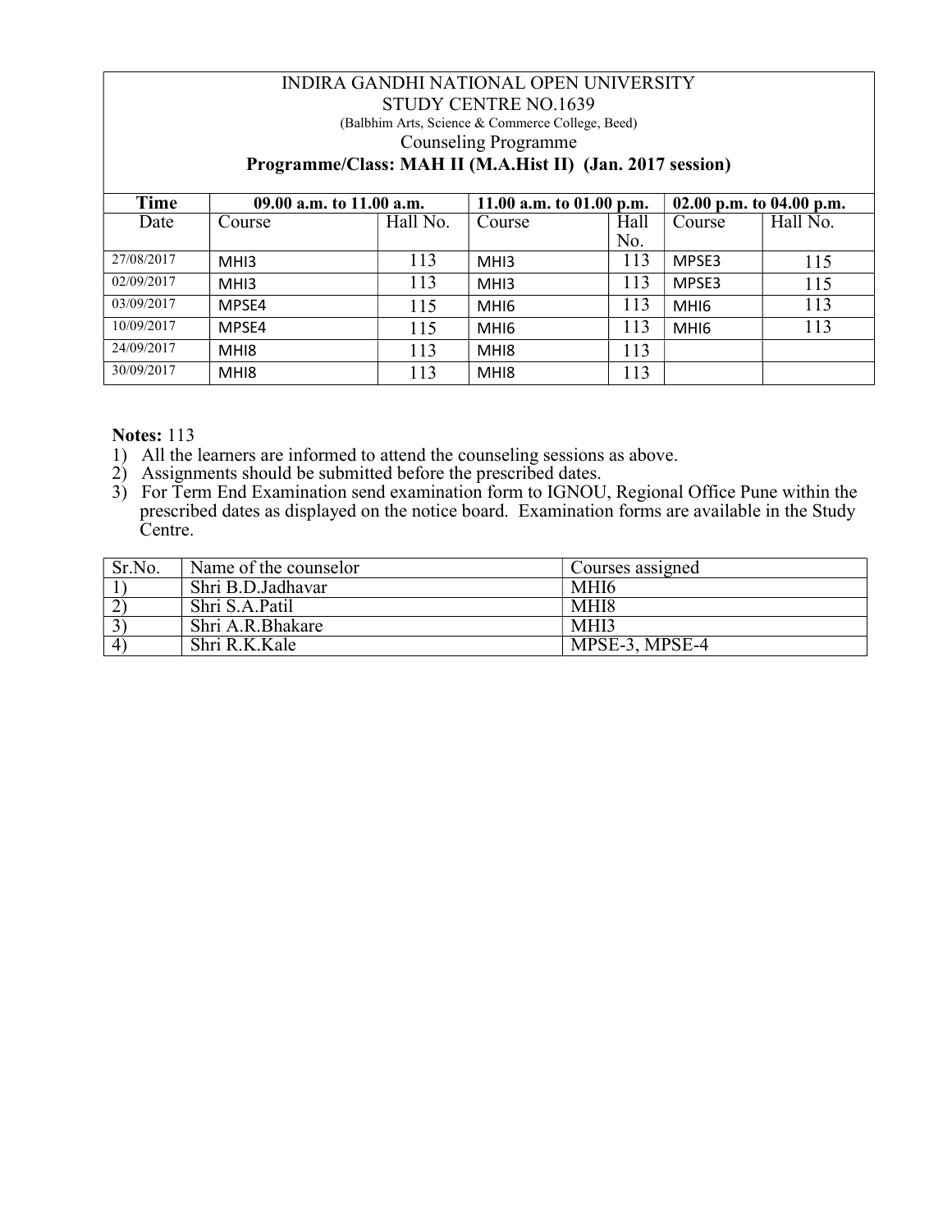INDIRA GANDHI NATIONAL OPEN UNIVERSITY

STUDY CENTRE NO.1639

(Balbhim Arts, Science & Commerce College, Beed)

Counseling Programme

**Programme/Class: MAH II (M.A.Hist II) (Jan. 2017 session)**

| **Time** | **09.00 a.m. to 11.00 a.m.** | | **11.00 a.m. to 01.00 p.m.** | | **02.00 p.m. to 04.00 p.m.** | |
|---|---|---|---|---|---|---|
| Date | Course | Hall No. | Course | Hall No. | Course | Hall No. |
| 27/08/2017 | MHI3 | 113 | MHI3 | 113 | MPSE3 | 115 |
| 02/09/2017 | MHI3 | 113 | MHI3 | 113 | MPSE3 | 115 |
| 03/09/2017 | MPSE4 | 115 | MHI6 | 113 | MHI6 | 113 |
| 10/09/2017 | MPSE4 | 115 | MHI6 | 113 | MHI6 | 113 |
| 24/09/2017 | MHI8 | 113 | MHI8 | 113 | | |
| 30/09/2017 | MHI8 | 113 | MHI8 | 113 | | |

**Notes:** 113

1) All the learners are informed to attend the counseling sessions as above.
2) Assignments should be submitted before the prescribed dates.
3) For Term End Examination send examination form to IGNOU, Regional Office Pune within the prescribed dates as displayed on the notice board. Examination forms are available in the Study Centre.

| Sr.No. | Name of the counselor | Courses assigned |
|---|---|---|
| 1) | Shri B.D.Jadhavar | MHI6 |
| 2) | Shri S.A.Patil | MHI8 |
| 3) | Shri A.R.Bhakare | MHI3 |
| 4) | Shri R.K.Kale | MPSE-3, MPSE-4 |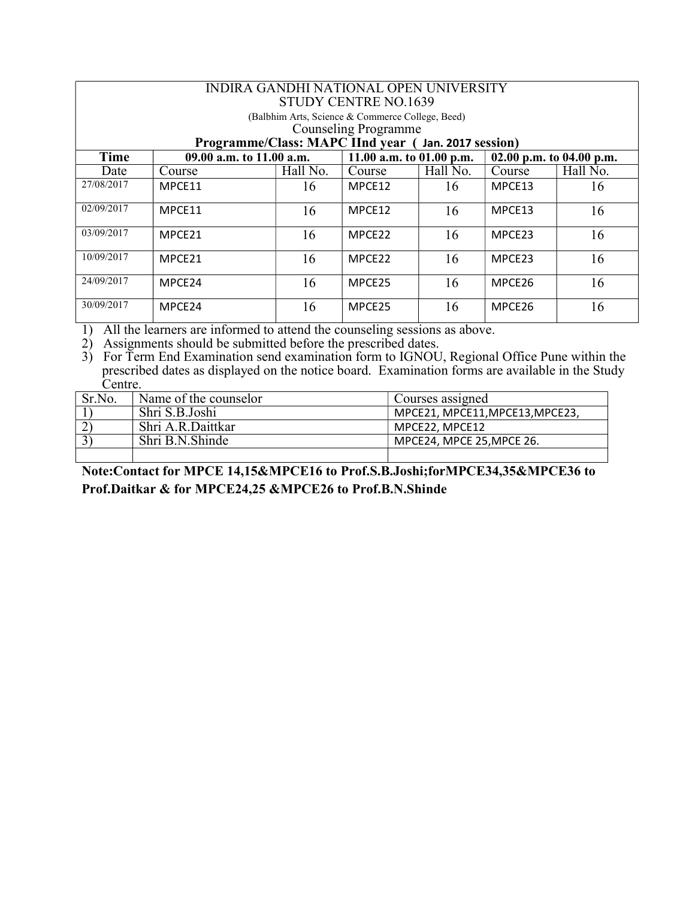INDIRA GANDHI NATIONAL OPEN UNIVERSITY
STUDY CENTRE NO.1639
(Balbhim Arts, Science & Commerce College, Beed)
Counseling Programme

**Programme/Class: MAPC IInd year ( Jan. 2017 session)**

| Time | 09.00 a.m. to 11.00 a.m. | | 11.00 a.m. to 01.00 p.m. | | 02.00 p.m. to 04.00 p.m. | |
|---|---|---|---|---|---|---|
| Date | Course | Hall No. | Course | Hall No. | Course | Hall No. |
| 27/08/2017 | MPCE11 | 16 | MPCE12 | 16 | MPCE13 | 16 |
| 02/09/2017 | MPCE11 | 16 | MPCE12 | 16 | MPCE13 | 16 |
| 03/09/2017 | MPCE21 | 16 | MPCE22 | 16 | MPCE23 | 16 |
| 10/09/2017 | MPCE21 | 16 | MPCE22 | 16 | MPCE23 | 16 |
| 24/09/2017 | MPCE24 | 16 | MPCE25 | 16 | MPCE26 | 16 |
| 30/09/2017 | MPCE24 | 16 | MPCE25 | 16 | MPCE26 | 16 |

1) All the learners are informed to attend the counseling sessions as above.
2) Assignments should be submitted before the prescribed dates.
3) For Term End Examination send examination form to IGNOU, Regional Office Pune within the prescribed dates as displayed on the notice board. Examination forms are available in the Study Centre.

| Sr.No. | Name of the counselor | Courses assigned |
|---|---|---|
| 1) | Shri S.B.Joshi | MPCE21, MPCE11,MPCE13,MPCE23, |
| 2) | Shri A.R.Daittkar | MPCE22, MPCE12 |
| 3) | Shri B.N.Shinde | MPCE24, MPCE 25,MPCE 26. |
| | | |

**Note:Contact for MPCE 14,15&MPCE16 to Prof.S.B.Joshi;forMPCE34,35&MPCE36 to Prof.Daitkar & for MPCE24,25 &MPCE26 to Prof.B.N.Shinde**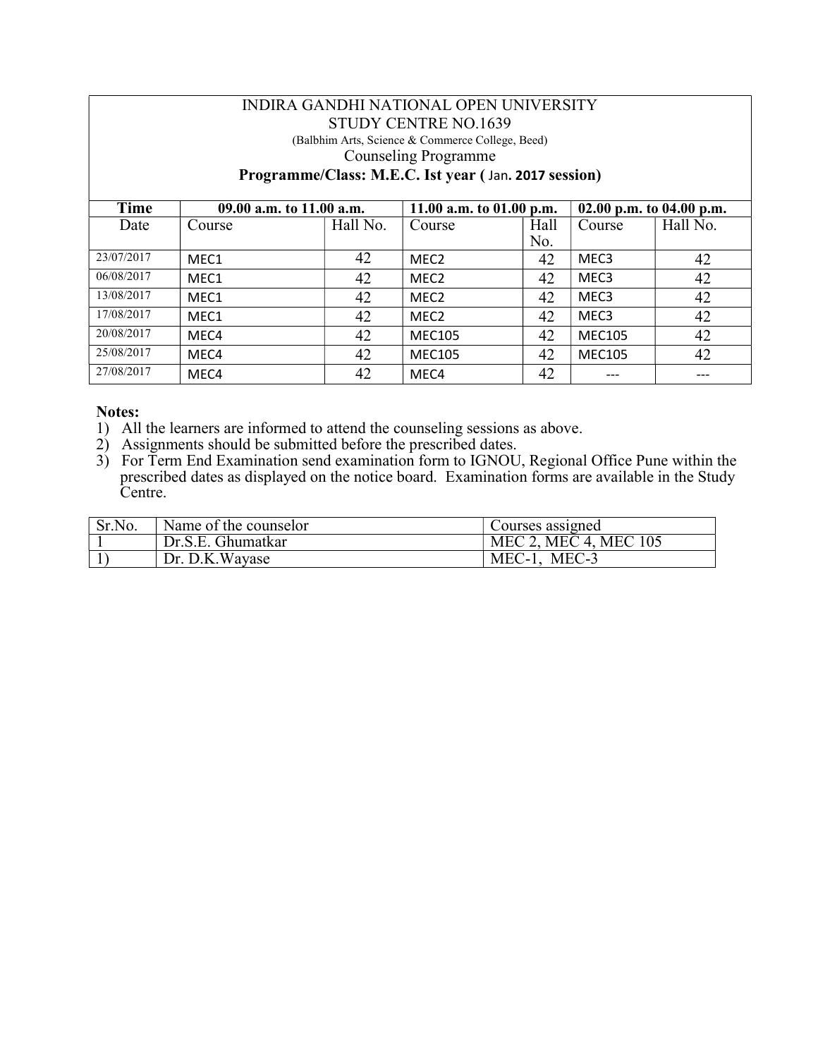INDIRA GANDHI NATIONAL OPEN UNIVERSITY

STUDY CENTRE NO.1639

(Balbhim Arts, Science & Commerce College, Beed)

Counseling Programme

**Programme/Class: M.E.C. Ist year ( Jan. 2017 session)**

| Time | 09.00 a.m. to 11.00 a.m. | | 11.00 a.m. to 01.00 p.m. | | 02.00 p.m. to 04.00 p.m. | |
|---|---|---|---|---|---|---|
| Date | Course | Hall No. | Course | Hall No. | Course | Hall No. |
| 23/07/2017 | MEC1 | 42 | MEC2 | 42 | MEC3 | 42 |
| 06/08/2017 | MEC1 | 42 | MEC2 | 42 | MEC3 | 42 |
| 13/08/2017 | MEC1 | 42 | MEC2 | 42 | MEC3 | 42 |
| 17/08/2017 | MEC1 | 42 | MEC2 | 42 | MEC3 | 42 |
| 20/08/2017 | MEC4 | 42 | MEC105 | 42 | MEC105 | 42 |
| 25/08/2017 | MEC4 | 42 | MEC105 | 42 | MEC105 | 42 |
| 27/08/2017 | MEC4 | 42 | MEC4 | 42 | --- | --- |

**Notes:**

1) All the learners are informed to attend the counseling sessions as above.
2) Assignments should be submitted before the prescribed dates.
3) For Term End Examination send examination form to IGNOU, Regional Office Pune within the prescribed dates as displayed on the notice board. Examination forms are available in the Study Centre.

| Sr.No. | Name of the counselor | Courses assigned |
|---|---|---|
| 1 | Dr.S.E. Ghumatkar | MEC 2, MEC 4, MEC 105 |
| 1) | Dr. D.K.Wayase | MEC-1, MEC-3 |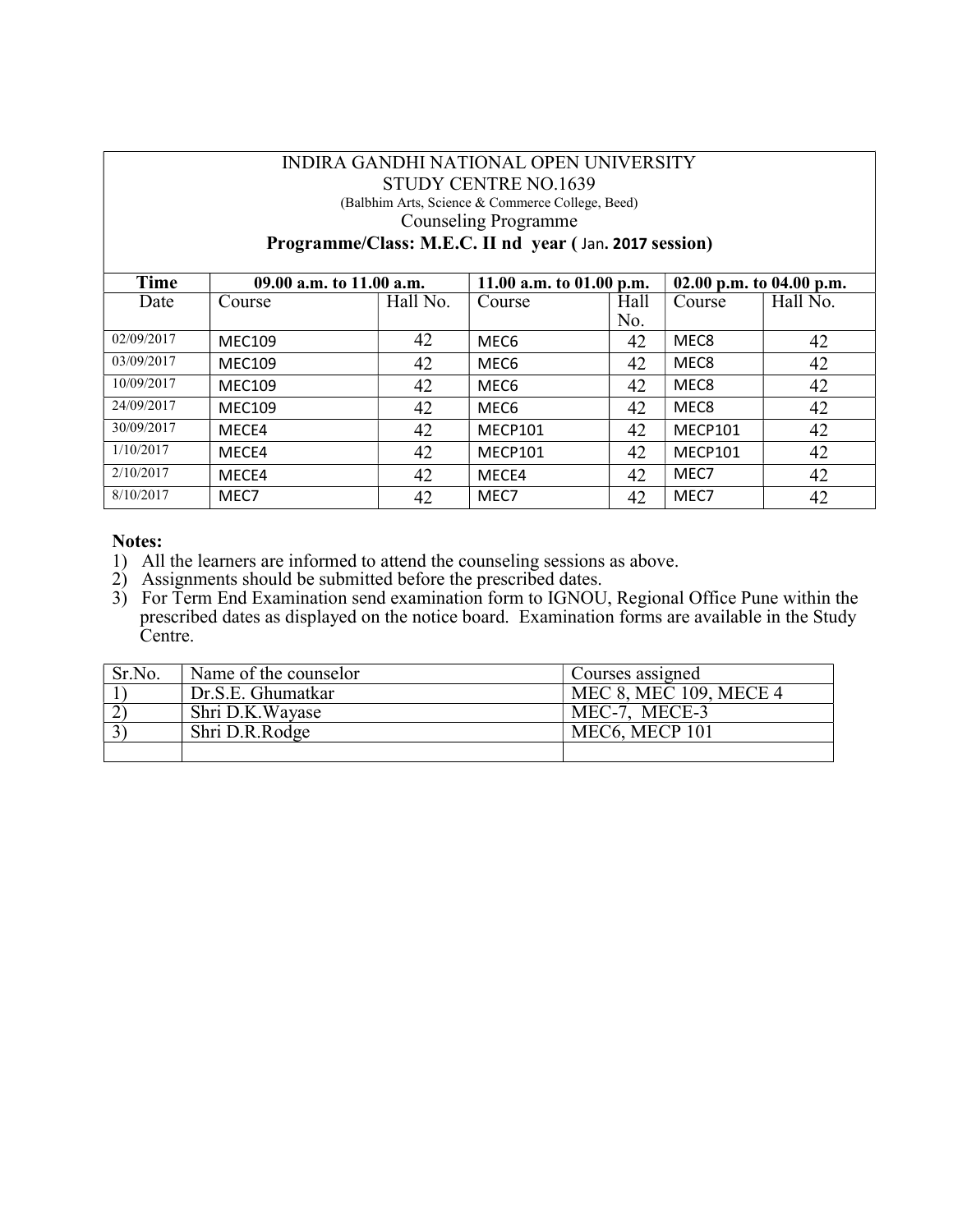INDIRA GANDHI NATIONAL OPEN UNIVERSITY
STUDY CENTRE NO.1639
(Balbhim Arts, Science & Commerce College, Beed)
Counseling Programme
**Programme/Class: M.E.C. II nd year ( Jan. 2017 session)**

| Time | 09.00 a.m. to 11.00 a.m. | | 11.00 a.m. to 01.00 p.m. | | 02.00 p.m. to 04.00 p.m. | |
|---|---|---|---|---|---|---|
| Date | Course | Hall No. | Course | Hall No. | Course | Hall No. |
| 02/09/2017 | MEC109 | 42 | MEC6 | 42 | MEC8 | 42 |
| 03/09/2017 | MEC109 | 42 | MEC6 | 42 | MEC8 | 42 |
| 10/09/2017 | MEC109 | 42 | MEC6 | 42 | MEC8 | 42 |
| 24/09/2017 | MEC109 | 42 | MEC6 | 42 | MEC8 | 42 |
| 30/09/2017 | MECE4 | 42 | MECP101 | 42 | MECP101 | 42 |
| 1/10/2017 | MECE4 | 42 | MECP101 | 42 | MECP101 | 42 |
| 2/10/2017 | MECE4 | 42 | MECE4 | 42 | MEC7 | 42 |
| 8/10/2017 | MEC7 | 42 | MEC7 | 42 | MEC7 | 42 |

**Notes:**

1) All the learners are informed to attend the counseling sessions as above.
2) Assignments should be submitted before the prescribed dates.
3) For Term End Examination send examination form to IGNOU, Regional Office Pune within the prescribed dates as displayed on the notice board. Examination forms are available in the Study Centre.

| Sr.No. | Name of the counselor | Courses assigned |
|---|---|---|
| 1) | Dr.S.E. Ghumatkar | MEC 8, MEC 109, MECE 4 |
| 2) | Shri D.K.Wayase | MEC-7, MECE-3 |
| 3) | Shri D.R.Rodge | MEC6, MECP 101 |
| | | |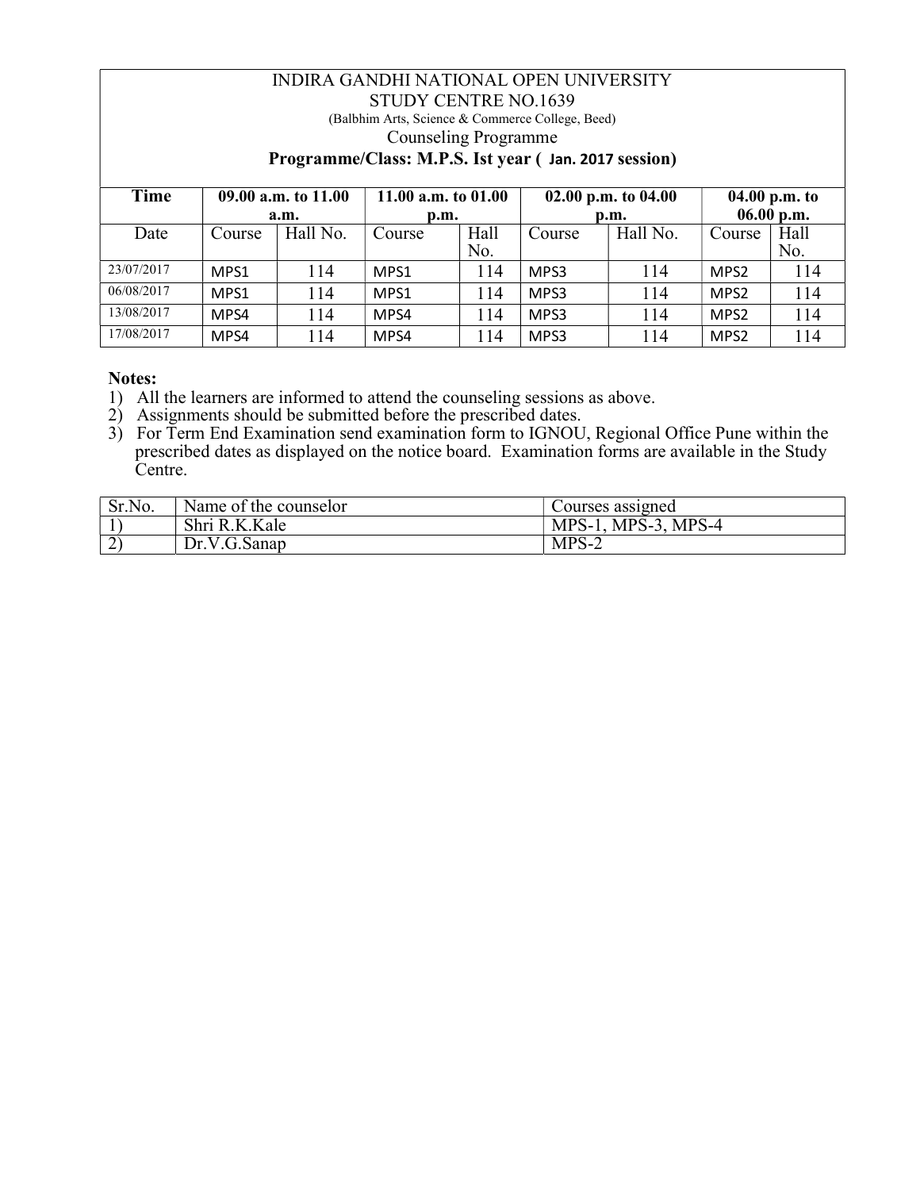INDIRA GANDHI NATIONAL OPEN UNIVERSITY

STUDY CENTRE NO.1639

(Balbhim Arts, Science & Commerce College, Beed)

Counseling Programme

**Programme/Class: M.P.S. Ist year ( Jan. 2017 session)**

| Time | 09.00 a.m. to 11.00 a.m. | | 11.00 a.m. to 01.00 p.m. | | 02.00 p.m. to 04.00 p.m. | | 04.00 p.m. to 06.00 p.m. | |
|---|---|---|---|---|---|---|---|---|
| Date | Course | Hall No. | Course | Hall No. | Course | Hall No. | Course | Hall No. |
| 23/07/2017 | MPS1 | 114 | MPS1 | 114 | MPS3 | 114 | MPS2 | 114 |
| 06/08/2017 | MPS1 | 114 | MPS1 | 114 | MPS3 | 114 | MPS2 | 114 |
| 13/08/2017 | MPS4 | 114 | MPS4 | 114 | MPS3 | 114 | MPS2 | 114 |
| 17/08/2017 | MPS4 | 114 | MPS4 | 114 | MPS3 | 114 | MPS2 | 114 |

**Notes:**

1) All the learners are informed to attend the counseling sessions as above.
2) Assignments should be submitted before the prescribed dates.
3) For Term End Examination send examination form to IGNOU, Regional Office Pune within the prescribed dates as displayed on the notice board. Examination forms are available in the Study Centre.

| Sr.No. | Name of the counselor | Courses assigned |
|---|---|---|
| 1) | Shri R.K.Kale | MPS-1, MPS-3, MPS-4 |
| 2) | Dr.V.G.Sanap | MPS-2 |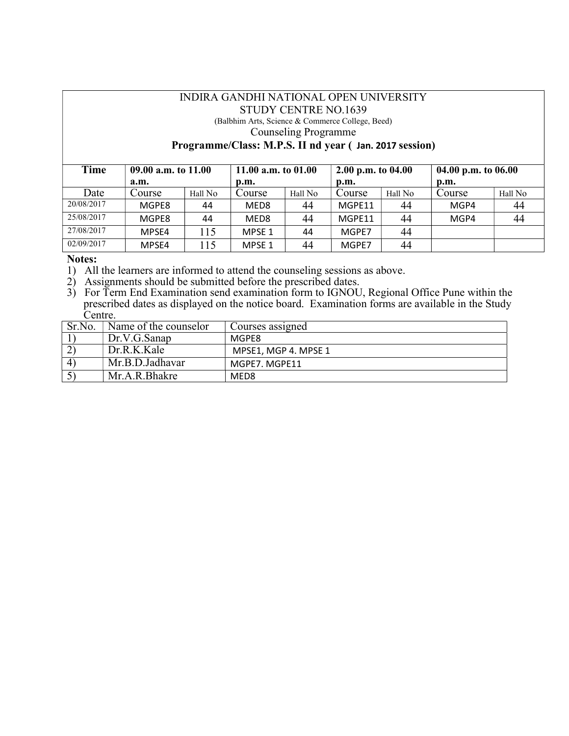INDIRA GANDHI NATIONAL OPEN UNIVERSITY
STUDY CENTRE NO.1639
(Balbhim Arts, Science & Commerce College, Beed)
Counseling Programme

**Programme/Class: M.P.S. II nd year ( Jan. 2017 session)**

| **Time** | **09.00 a.m. to 11.00 a.m.** | | **11.00 a.m. to 01.00 p.m.** | | **2.00 p.m. to 04.00 p.m.** | | **04.00 p.m. to 06.00 p.m.** | |
|---|---|---|---|---|---|---|---|---|
| Date | Course | Hall No | Course | Hall No | Course | Hall No | Course | Hall No |
| 20/08/2017 | MGPE8 | 44 | MED8 | 44 | MGPE11 | 44 | MGP4 | 44 |
| 25/08/2017 | MGPE8 | 44 | MED8 | 44 | MGPE11 | 44 | MGP4 | 44 |
| 27/08/2017 | MPSE4 | 115 | MPSE 1 | 44 | MGPE7 | 44 | | |
| 02/09/2017 | MPSE4 | 115 | MPSE 1 | 44 | MGPE7 | 44 | | |

**Notes:**

1) All the learners are informed to attend the counseling sessions as above.
2) Assignments should be submitted before the prescribed dates.
3) For Term End Examination send examination form to IGNOU, Regional Office Pune within the prescribed dates as displayed on the notice board. Examination forms are available in the Study Centre.

| Sr.No. | Name of the counselor | Courses assigned |
|---|---|---|
| 1) | Dr.V.G.Sanap | MGPE8 |
| 2) | Dr.R.K.Kale | MPSE1, MGP 4. MPSE 1 |
| 4) | Mr.B.D.Jadhavar | MGPE7. MGPE11 |
| 5) | Mr.A.R.Bhakre | MED8 |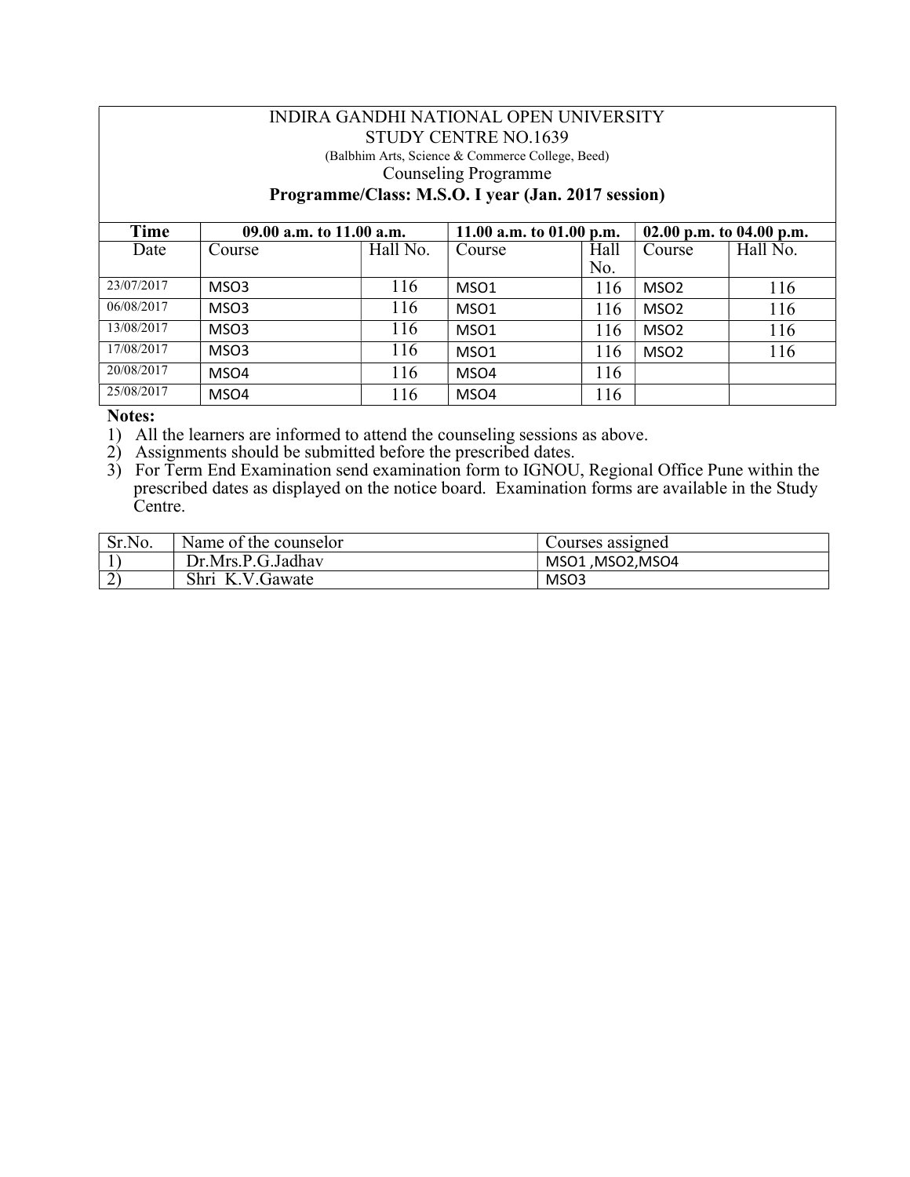INDIRA GANDHI NATIONAL OPEN UNIVERSITY

STUDY CENTRE NO.1639

(Balbhim Arts, Science & Commerce College, Beed)

Counseling Programme

**Programme/Class: M.S.O. I year (Jan. 2017 session)**

| Time | 09.00 a.m. to 11.00 a.m. | | 11.00 a.m. to 01.00 p.m. | | 02.00 p.m. to 04.00 p.m. | |
|---|---|---|---|---|---|---|
| Date | Course | Hall No. | Course | Hall No. | Course | Hall No. |
| 23/07/2017 | MSO3 | 116 | MSO1 | 116 | MSO2 | 116 |
| 06/08/2017 | MSO3 | 116 | MSO1 | 116 | MSO2 | 116 |
| 13/08/2017 | MSO3 | 116 | MSO1 | 116 | MSO2 | 116 |
| 17/08/2017 | MSO3 | 116 | MSO1 | 116 | MSO2 | 116 |
| 20/08/2017 | MSO4 | 116 | MSO4 | 116 | | |
| 25/08/2017 | MSO4 | 116 | MSO4 | 116 | | |

**Notes:**

1) All the learners are informed to attend the counseling sessions as above.
2) Assignments should be submitted before the prescribed dates.
3) For Term End Examination send examination form to IGNOU, Regional Office Pune within the prescribed dates as displayed on the notice board. Examination forms are available in the Study Centre.

| Sr.No. | Name of the counselor | Courses assigned |
|---|---|---|
| 1) | Dr.Mrs.P.G.Jadhav | MSO1 ,MSO2,MSO4 |
| 2) | Shri K.V.Gawate | MSO3 |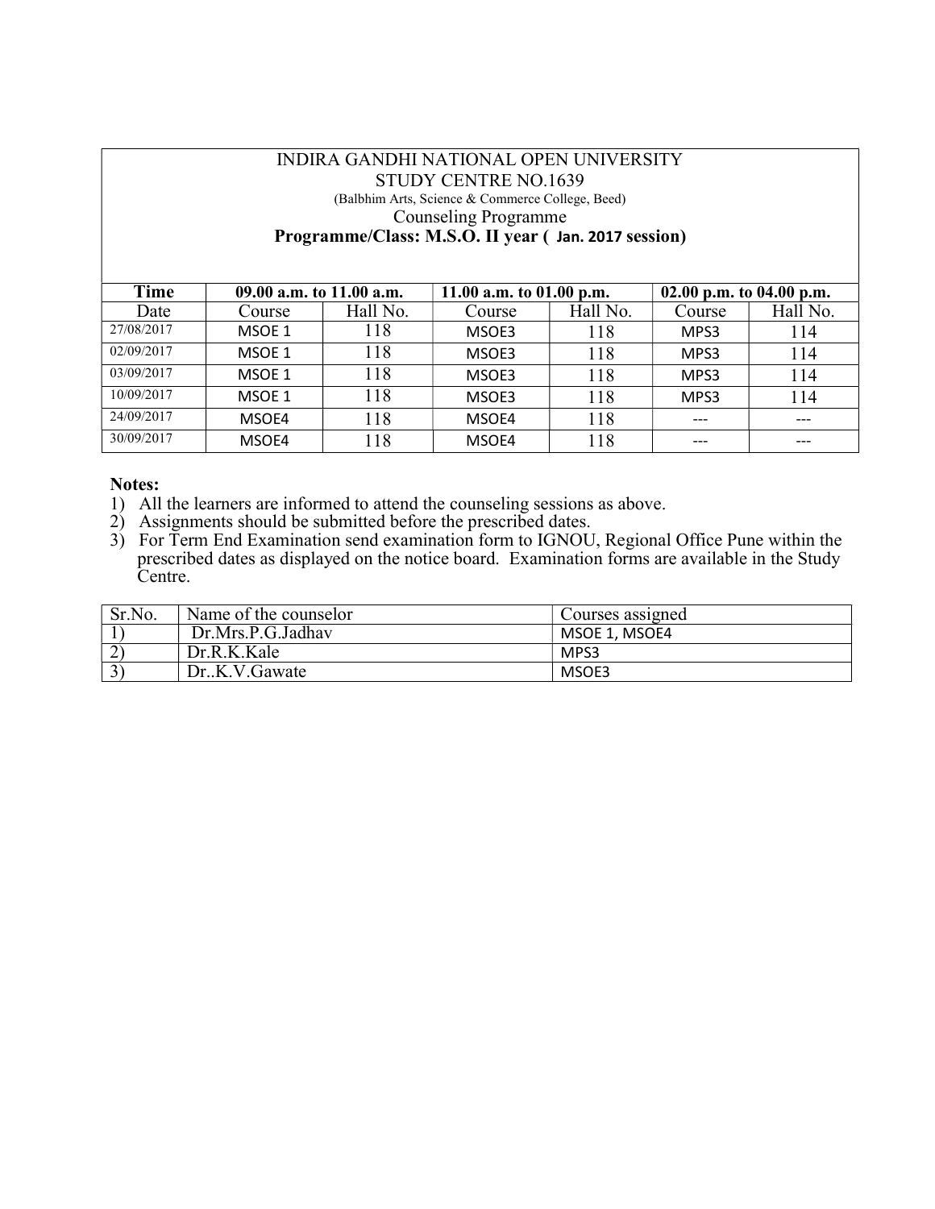INDIRA GANDHI NATIONAL OPEN UNIVERSITY
STUDY CENTRE NO.1639
(Balbhim Arts, Science & Commerce College, Beed)
Counseling Programme
**Programme/Class: M.S.O. II year ( Jan. 2017 session)**

| Time | 09.00 a.m. to 11.00 a.m. | | 11.00 a.m. to 01.00 p.m. | | 02.00 p.m. to 04.00 p.m. | |
|---|---|---|---|---|---|---|
| Date | Course | Hall No. | Course | Hall No. | Course | Hall No. |
| 27/08/2017 | MSOE 1 | 118 | MSOE3 | 118 | MPS3 | 114 |
| 02/09/2017 | MSOE 1 | 118 | MSOE3 | 118 | MPS3 | 114 |
| 03/09/2017 | MSOE 1 | 118 | MSOE3 | 118 | MPS3 | 114 |
| 10/09/2017 | MSOE 1 | 118 | MSOE3 | 118 | MPS3 | 114 |
| 24/09/2017 | MSOE4 | 118 | MSOE4 | 118 | --- | --- |
| 30/09/2017 | MSOE4 | 118 | MSOE4 | 118 | --- | --- |

**Notes:**

1) All the learners are informed to attend the counseling sessions as above.
2) Assignments should be submitted before the prescribed dates.
3) For Term End Examination send examination form to IGNOU, Regional Office Pune within the prescribed dates as displayed on the notice board. Examination forms are available in the Study Centre.

| Sr.No. | Name of the counselor | Courses assigned |
|---|---|---|
| 1) | Dr.Mrs.P.G.Jadhav | MSOE 1, MSOE4 |
| 2) | Dr.R.K.Kale | MPS3 |
| 3) | Dr..K.V.Gawate | MSOE3 |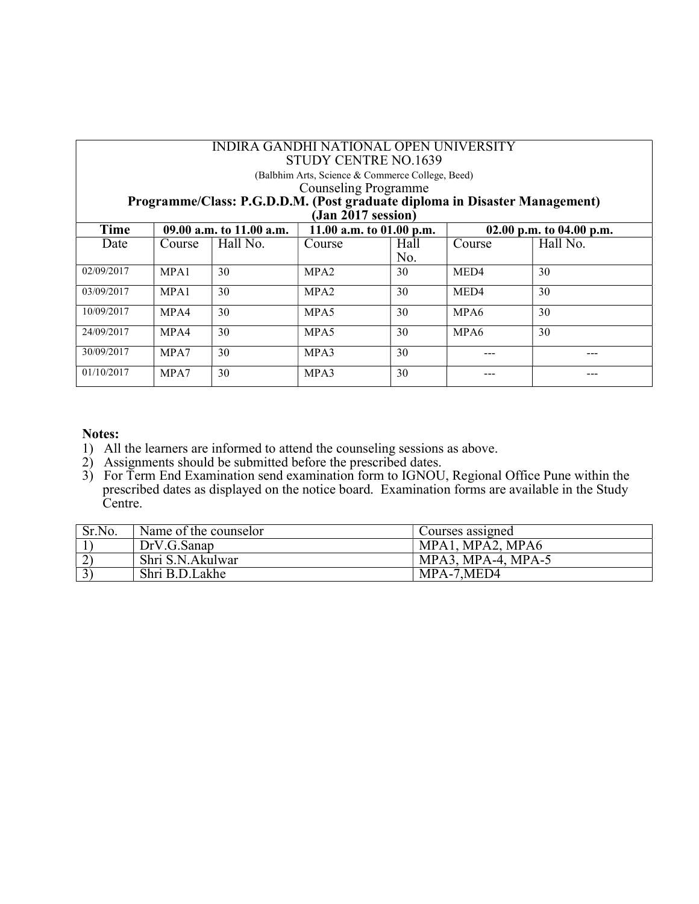INDIRA GANDHI NATIONAL OPEN UNIVERSITY
STUDY CENTRE NO.1639
(Balbhim Arts, Science & Commerce College, Beed)
Counseling Programme
**Programme/Class: P.G.D.D.M. (Post graduate diploma in Disaster Management)**
**(Jan 2017 session)**

| **Time** | **09.00 a.m. to 11.00 a.m.** | | **11.00 a.m. to 01.00 p.m.** | | **02.00 p.m. to 04.00 p.m.** | |
|---|---|---|---|---|---|---|
| Date | Course | Hall No. | Course | Hall No. | Course | Hall No. |
| 02/09/2017 | MPA1 | 30 | MPA2 | 30 | MED4 | 30 |
| 03/09/2017 | MPA1 | 30 | MPA2 | 30 | MED4 | 30 |
| 10/09/2017 | MPA4 | 30 | MPA5 | 30 | MPA6 | 30 |
| 24/09/2017 | MPA4 | 30 | MPA5 | 30 | MPA6 | 30 |
| 30/09/2017 | MPA7 | 30 | MPA3 | 30 | --- | --- |
| 01/10/2017 | MPA7 | 30 | MPA3 | 30 | --- | --- |

**Notes:**

1) All the learners are informed to attend the counseling sessions as above.
2) Assignments should be submitted before the prescribed dates.
3) For Term End Examination send examination form to IGNOU, Regional Office Pune within the prescribed dates as displayed on the notice board. Examination forms are available in the Study Centre.

| Sr.No. | Name of the counselor | Courses assigned |
|---|---|---|
| 1) | DrV.G.Sanap | MPA1, MPA2, MPA6 |
| 2) | Shri S.N.Akulwar | MPA3, MPA-4, MPA-5 |
| 3) | Shri B.D.Lakhe | MPA-7,MED4 |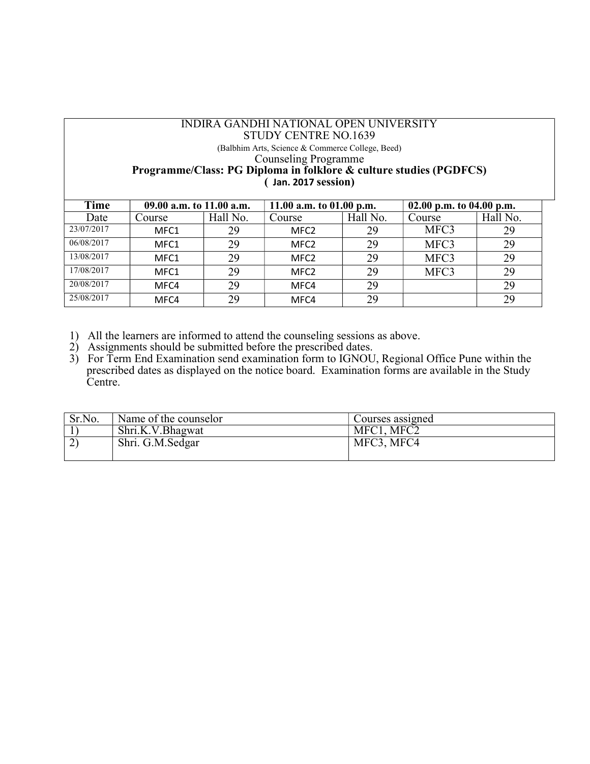INDIRA GANDHI NATIONAL OPEN UNIVERSITY
STUDY CENTRE NO.1639
(Balbhim Arts, Science & Commerce College, Beed)
Counseling Programme
**Programme/Class: PG Diploma in folklore & culture studies (PGDFCS)**
**( Jan. 2017 session)**

| Time | 09.00 a.m. to 11.00 a.m. | | 11.00 a.m. to 01.00 p.m. | | 02.00 p.m. to 04.00 p.m. | |
|---|---|---|---|---|---|---|
| Date | Course | Hall No. | Course | Hall No. | Course | Hall No. |
| 23/07/2017 | MFC1 | 29 | MFC2 | 29 | MFC3 | 29 |
| 06/08/2017 | MFC1 | 29 | MFC2 | 29 | MFC3 | 29 |
| 13/08/2017 | MFC1 | 29 | MFC2 | 29 | MFC3 | 29 |
| 17/08/2017 | MFC1 | 29 | MFC2 | 29 | MFC3 | 29 |
| 20/08/2017 | MFC4 | 29 | MFC4 | 29 | | 29 |
| 25/08/2017 | MFC4 | 29 | MFC4 | 29 | | 29 |

1) All the learners are informed to attend the counseling sessions as above.
2) Assignments should be submitted before the prescribed dates.
3) For Term End Examination send examination form to IGNOU, Regional Office Pune within the prescribed dates as displayed on the notice board. Examination forms are available in the Study Centre.

| Sr.No. | Name of the counselor | Courses assigned |
|---|---|---|
| 1) | Shri.K.V.Bhagwat | MFC1, MFC2 |
| 2) | Shri. G.M.Sedgar | MFC3, MFC4 |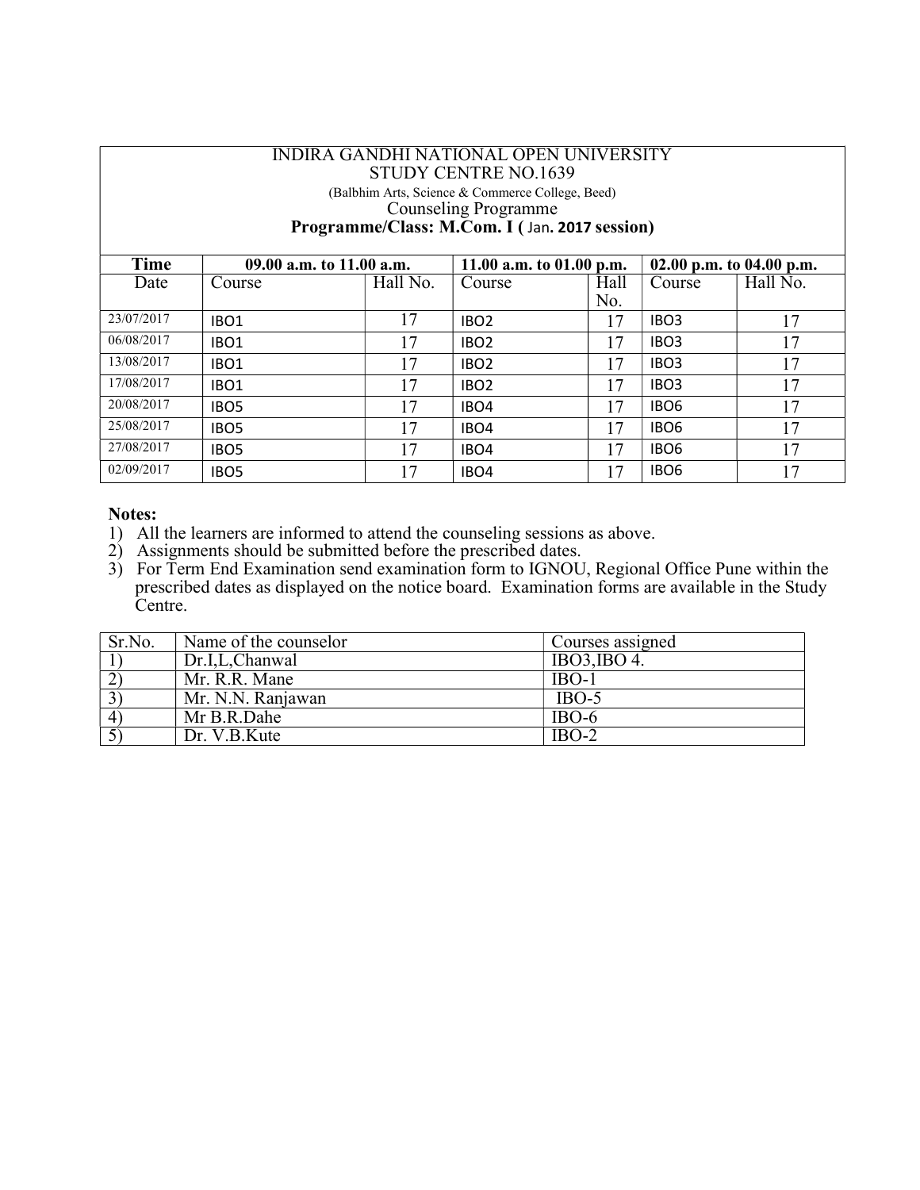INDIRA GANDHI NATIONAL OPEN UNIVERSITY
STUDY CENTRE NO.1639
(Balbhim Arts, Science & Commerce College, Beed)
Counseling Programme
**Programme/Class: M.Com. I ( Jan. 2017 session)**

| Time | 09.00 a.m. to 11.00 a.m. | | 11.00 a.m. to 01.00 p.m. | | 02.00 p.m. to 04.00 p.m. | |
|---|---|---|---|---|---|---|
| Date | Course | Hall No. | Course | Hall No. | Course | Hall No. |
| 23/07/2017 | IBO1 | 17 | IBO2 | 17 | IBO3 | 17 |
| 06/08/2017 | IBO1 | 17 | IBO2 | 17 | IBO3 | 17 |
| 13/08/2017 | IBO1 | 17 | IBO2 | 17 | IBO3 | 17 |
| 17/08/2017 | IBO1 | 17 | IBO2 | 17 | IBO3 | 17 |
| 20/08/2017 | IBO5 | 17 | IBO4 | 17 | IBO6 | 17 |
| 25/08/2017 | IBO5 | 17 | IBO4 | 17 | IBO6 | 17 |
| 27/08/2017 | IBO5 | 17 | IBO4 | 17 | IBO6 | 17 |
| 02/09/2017 | IBO5 | 17 | IBO4 | 17 | IBO6 | 17 |

**Notes:**

1) All the learners are informed to attend the counseling sessions as above.
2) Assignments should be submitted before the prescribed dates.
3) For Term End Examination send examination form to IGNOU, Regional Office Pune within the prescribed dates as displayed on the notice board. Examination forms are available in the Study Centre.

| Sr.No. | Name of the counselor | Courses assigned |
|---|---|---|
| 1) | Dr.I,L,Chanwal | IBO3,IBO 4. |
| 2) | Mr. R.R. Mane | IBO-1 |
| 3) | Mr. N.N. Ranjawan | IBO-5 |
| 4) | Mr B.R.Dahe | IBO-6 |
| 5) | Dr. V.B.Kute | IBO-2 |